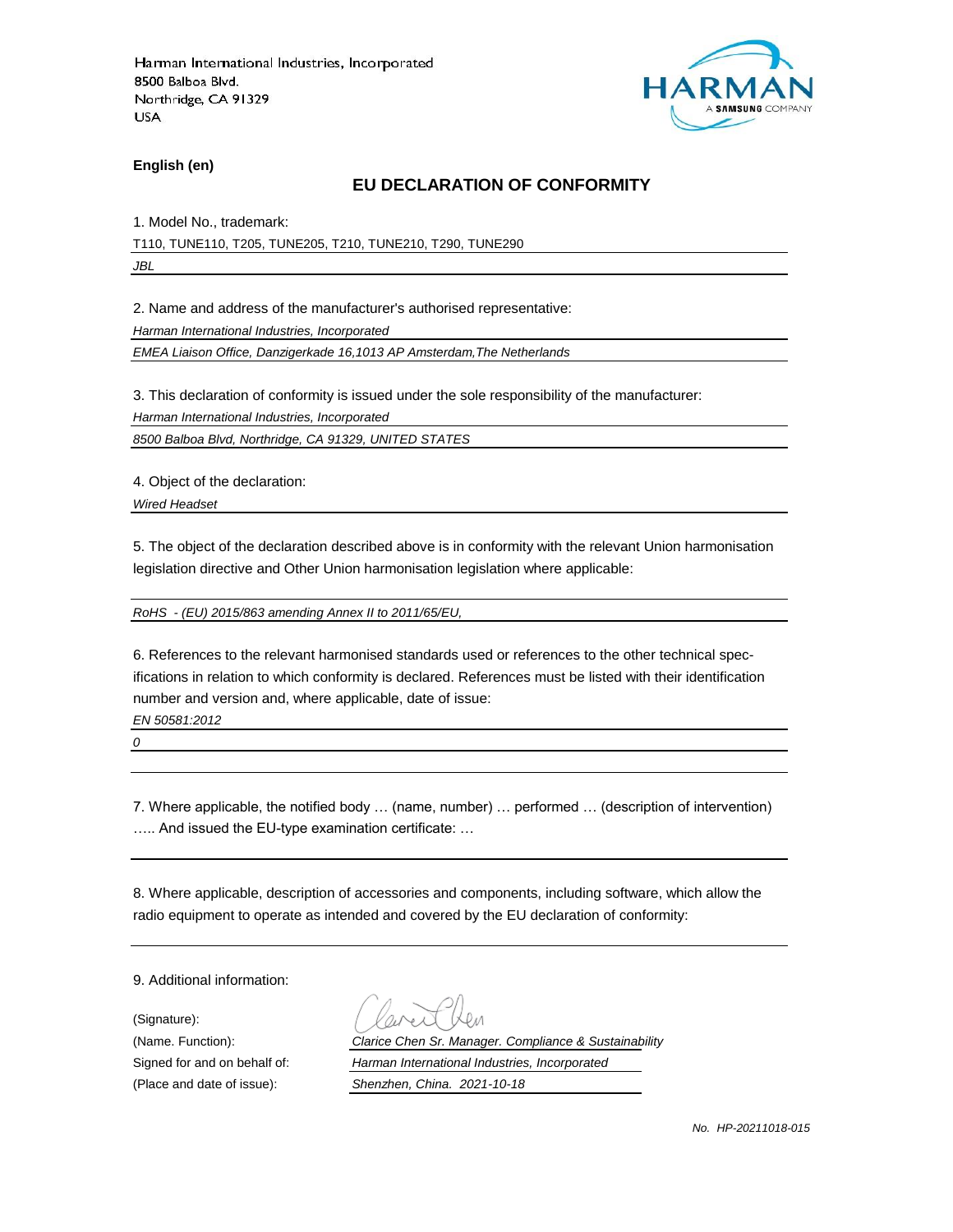Harman International Industries, Incorporated
8500 Balboa Blvd.
Northridge, CA 91329
USA

HARMAN
A SAMSUNG COMPANY

**English (en)**

## EU DECLARATION OF CONFORMITY

1. Model No., trademark:

T110, TUNE110, T205, TUNE205, T210, TUNE210, T290, TUNE290

*JBL*

2. Name and address of the manufacturer's authorised representative:

*Harman International Industries, Incorporated*

*EMEA Liaison Office, Danzigerkade 16,1013 AP Amsterdam,The Netherlands*

3. This declaration of conformity is issued under the sole responsibility of the manufacturer:

*Harman International Industries, Incorporated*

*8500 Balboa Blvd, Northridge, CA 91329, UNITED STATES*

4. Object of the declaration:

*Wired Headset*

5. The object of the declaration described above is in conformity with the relevant Union harmonisation legislation directive and Other Union harmonisation legislation where applicable:

*RoHS - (EU) 2015/863 amending Annex II to 2011/65/EU,*

6. References to the relevant harmonised standards used or references to the other technical specifications in relation to which conformity is declared. References must be listed with their identification number and version and, where applicable, date of issue:

*EN 50581:2012*

*0*

7. Where applicable, the notified body … (name, number) … performed … (description of intervention) ….. And issued the EU-type examination certificate: …

8. Where applicable, description of accessories and components, including software, which allow the radio equipment to operate as intended and covered by the EU declaration of conformity:

9. Additional information:

(Signature):

(Name. Function): *Clarice Chen Sr. Manager. Compliance & Sustainability*

Signed for and on behalf of: *Harman International Industries, Incorporated*

(Place and date of issue): *Shenzhen, China. 2021-10-18*

*No. HP-20211018-015*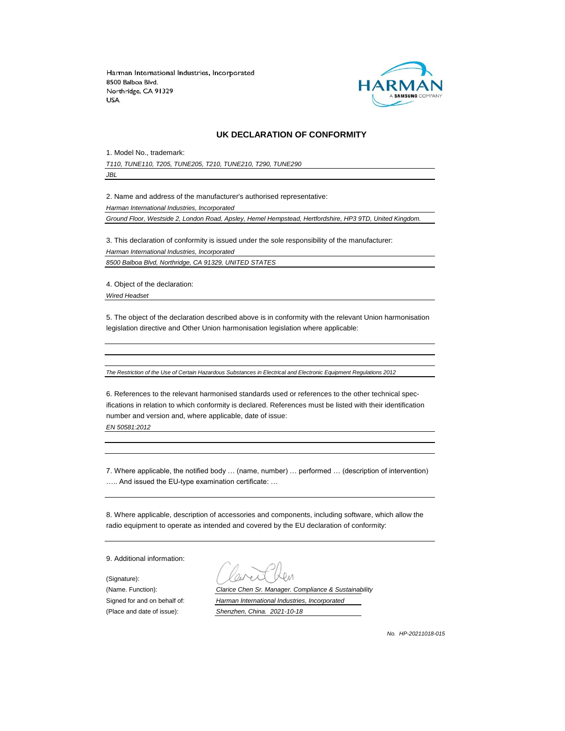Harman International Industries, Incorporated
8500 Balboa Blvd.
Northridge, CA 91329
USA

HARMAN
A SAMSUNG COMPANY

## UK DECLARATION OF CONFORMITY

1. Model No., trademark:

*T110, TUNE110, T205, TUNE205, T210, TUNE210, T290, TUNE290*

*JBL*

2. Name and address of the manufacturer's authorised representative:

*Harman International Industries, Incorporated*

*Ground Floor, Westside 2, London Road, Apsley, Hemel Hempstead, Hertfordshire, HP3 9TD, United Kingdom.*

3. This declaration of conformity is issued under the sole responsibility of the manufacturer:

*Harman International Industries, Incorporated*

*8500 Balboa Blvd, Northridge, CA 91329, UNITED STATES*

4. Object of the declaration:

*Wired Headset*

5. The object of the declaration described above is in conformity with the relevant Union harmonisation legislation directive and Other Union harmonisation legislation where applicable:

*The Restriction of the Use of Certain Hazardous Substances in Electrical and Electronic Equipment Regulations 2012*

6. References to the relevant harmonised standards used or references to the other technical specifications in relation to which conformity is declared. References must be listed with their identification number and version and, where applicable, date of issue:

*EN 50581:2012*

7. Where applicable, the notified body … (name, number) … performed … (description of intervention) ….. And issued the EU-type examination certificate: …

8. Where applicable, description of accessories and components, including software, which allow the radio equipment to operate as intended and covered by the EU declaration of conformity:

9. Additional information:

(Signature):

(Name. Function): *Clarice Chen Sr. Manager. Compliance & Sustainability*

Signed for and on behalf of: *Harman International Industries, Incorporated*

(Place and date of issue): *Shenzhen, China. 2021-10-18*

*No. HP-20211018-015*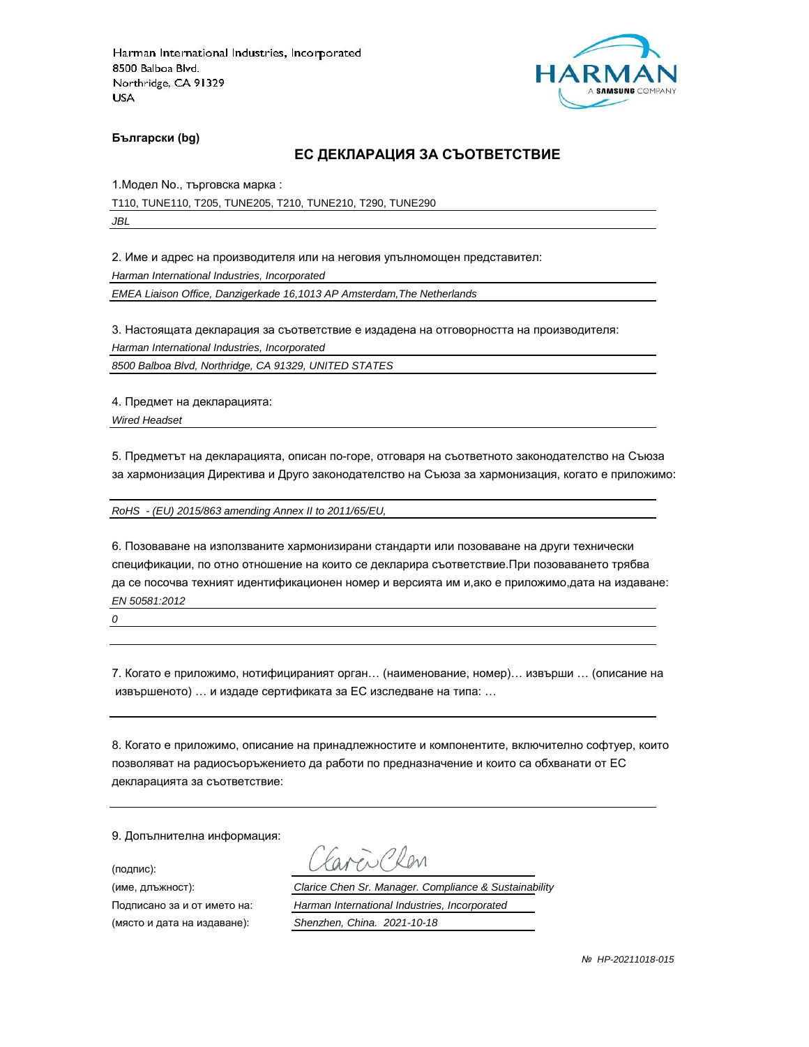Harman International Industries, Incorporated
8500 Balboa Blvd.
Northridge, CA 91329
USA

**Български (bg)**

## ЕС ДЕКЛАРАЦИЯ ЗА СЪОТВЕТСТВИЕ

1.Модел No., търговска марка :

T110, TUNE110, T205, TUNE205, T210, TUNE210, T290, TUNE290

*JBL*

2. Име и адрес на производителя или на неговия упълномощен представител:

*Harman International Industries, Incorporated*

*EMEA Liaison Office, Danzigerkade 16,1013 AP Amsterdam,The Netherlands*

3. Настоящата декларация за съответствие е издадена на отговорността на производителя:

*Harman International Industries, Incorporated*

*8500 Balboa Blvd, Northridge, CA 91329, UNITED STATES*

4. Предмет на декларацията:

*Wired Headset*

5. Предметът на декларацията, описан по-горе, отговаря на съответното законодателство на Съюза за хармонизация Директива и Друго законодателство на Съюза за хармонизация, когато е приложимо:

*RoHS - (EU) 2015/863 amending Annex II to 2011/65/EU,*

6. Позоваване на използваните хармонизирани стандарти или позоваване на други технически спецификации, по отно отношение на които се декларира съответствие.При позоваването трябва да се посочва техният идентификационен номер и версията им и,ако е приложимо,дата на издаване:

*EN 50581:2012*

*0*

7. Когато е приложимо, нотифицираният орган… (наименование, номер)… извърши … (описание на извършеното) … и издаде сертификата за ЕС изследване на типа: …

8. Когато е приложимо, описание на принадлежностите и компонентите, включително софтуер, които позволяват на радиосъоръжението да работи по предназначение и които са обхванати от ЕС декларацията за съответствие:

9. Допълнителна информация:

(подпис): Clarice Chen

(име, длъжност): *Clarice Chen Sr. Manager. Compliance & Sustainability*

Подписано за и от името на: *Harman International Industries, Incorporated*

(място и дата на издаване): *Shenzhen, China. 2021-10-18*

*№ HP-20211018-015*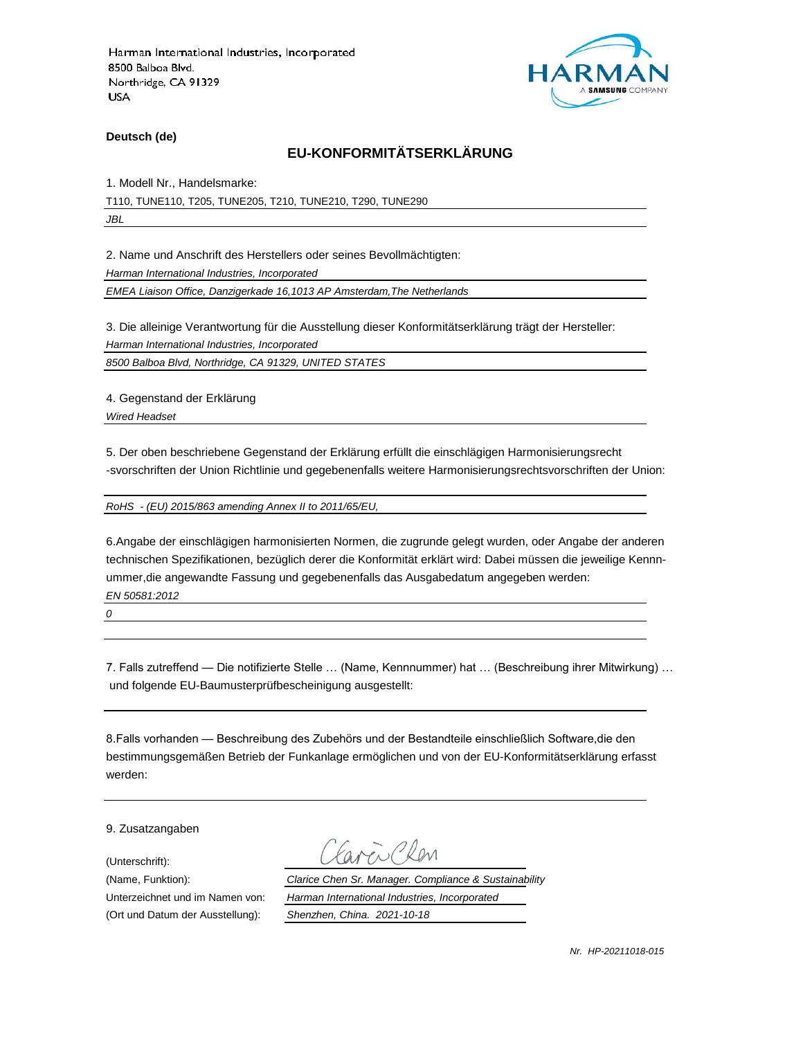Harman International Industries, Incorporated
8500 Balboa Blvd.
Northridge, CA 91329
USA

**Deutsch (de)**

## EU-KONFORMITÄTSERKLÄRUNG

1. Modell Nr., Handelsmarke:

T110, TUNE110, T205, TUNE205, T210, TUNE210, T290, TUNE290

*JBL*

2. Name und Anschrift des Herstellers oder seines Bevollmächtigten:

*Harman International Industries, Incorporated*

*EMEA Liaison Office, Danzigerkade 16,1013 AP Amsterdam,The Netherlands*

3. Die alleinige Verantwortung für die Ausstellung dieser Konformitätserklärung trägt der Hersteller:

*Harman International Industries, Incorporated*

*8500 Balboa Blvd, Northridge, CA 91329, UNITED STATES*

4. Gegenstand der Erklärung

*Wired Headset*

5. Der oben beschriebene Gegenstand der Erklärung erfüllt die einschlägigen Harmonisierungsrecht -svorschriften der Union Richtlinie und gegebenenfalls weitere Harmonisierungsrechtsvorschriften der Union:

*RoHS - (EU) 2015/863 amending Annex II to 2011/65/EU,*

6.Angabe der einschlägigen harmonisierten Normen, die zugrunde gelegt wurden, oder Angabe der anderen technischen Spezifikationen, bezüglich derer die Konformität erklärt wird: Dabei müssen die jeweilige Kennnummer,die angewandte Fassung und gegebenenfalls das Ausgabedatum angegeben werden:

*EN 50581:2012*

*0*

7. Falls zutreffend — Die notifizierte Stelle … (Name, Kennnummer) hat … (Beschreibung ihrer Mitwirkung) … und folgende EU-Baumusterprüfbescheinigung ausgestellt:

8.Falls vorhanden — Beschreibung des Zubehörs und der Bestandteile einschließlich Software,die den bestimmungsgemäßen Betrieb der Funkanlage ermöglichen und von der EU-Konformitätserklärung erfasst werden:

9. Zusatzangaben

(Unterschrift): Clarice Chen

(Name, Funktion): *Clarice Chen Sr. Manager. Compliance & Sustainability*

Unterzeichnet und im Namen von: *Harman International Industries, Incorporated*

(Ort und Datum der Ausstellung): *Shenzhen, China. 2021-10-18*

*Nr. HP-20211018-015*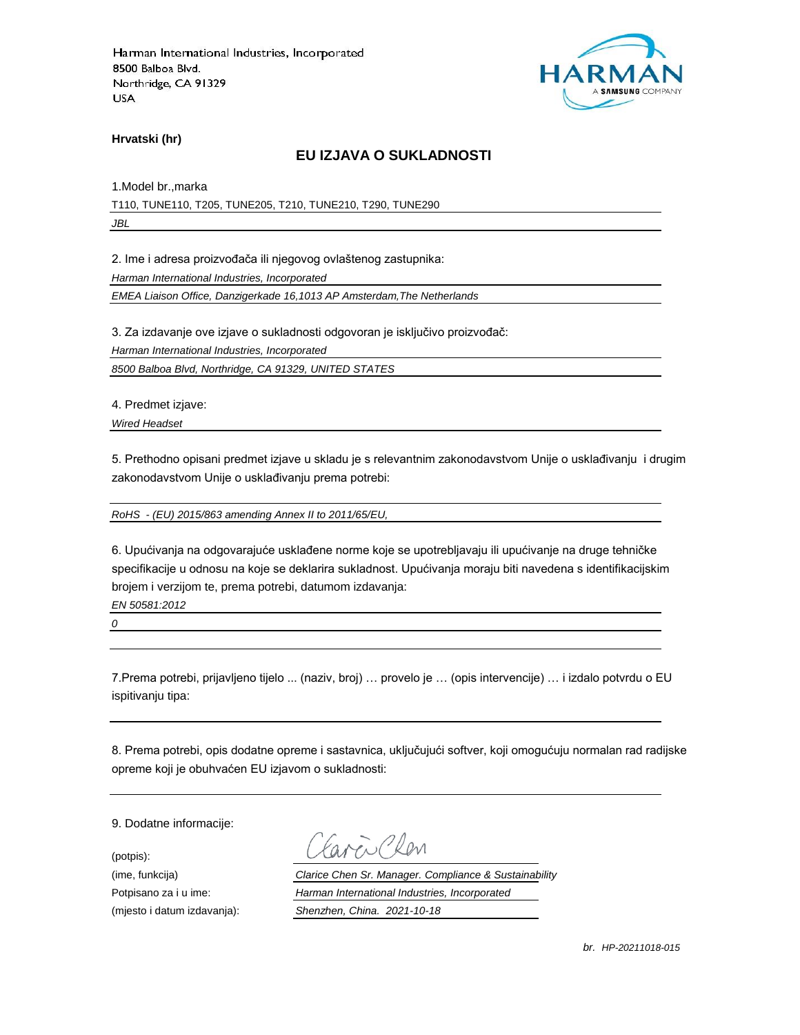Harman International Industries, Incorporated
8500 Balboa Blvd.
Northridge, CA 91329
USA

**Hrvatski (hr)**

## EU IZJAVA O SUKLADNOSTI

1.Model br.,marka

T110, TUNE110, T205, TUNE205, T210, TUNE210, T290, TUNE290

*JBL*

2. Ime i adresa proizvođača ili njegovog ovlaštenog zastupnika:

*Harman International Industries, Incorporated*

*EMEA Liaison Office, Danzigerkade 16,1013 AP Amsterdam,The Netherlands*

3. Za izdavanje ove izjave o sukladnosti odgovoran je isključivo proizvođač:

*Harman International Industries, Incorporated*

*8500 Balboa Blvd, Northridge, CA 91329, UNITED STATES*

4. Predmet izjave:

*Wired Headset*

5. Prethodno opisani predmet izjave u skladu je s relevantnim zakonodavstvom Unije o usklađivanju i drugim zakonodavstvom Unije o usklađivanju prema potrebi:

*RoHS - (EU) 2015/863 amending Annex II to 2011/65/EU,*

6. Upućivanja na odgovarajuće usklađene norme koje se upotrebljavaju ili upućivanje na druge tehničke specifikacije u odnosu na koje se deklarira sukladnost. Upućivanja moraju biti navedena s identifikacijskim brojem i verzijom te, prema potrebi, datumom izdavanja:

*EN 50581:2012*

*0*

7.Prema potrebi, prijavljeno tijelo ... (naziv, broj) … provelo je … (opis intervencije) … i izdalo potvrdu o EU ispitivanju tipa:

8. Prema potrebi, opis dodatne opreme i sastavnica, uključujući softver, koji omogućuju normalan rad radijske opreme koji je obuhvaćen EU izjavom o sukladnosti:

9. Dodatne informacije:

(potpis): Clarice Chen

(ime, funkcija): *Clarice Chen Sr. Manager. Compliance & Sustainability*

Potpisano za i u ime: *Harman International Industries, Incorporated*

(mjesto i datum izdavanja): *Shenzhen, China. 2021-10-18*

*br. HP-20211018-015*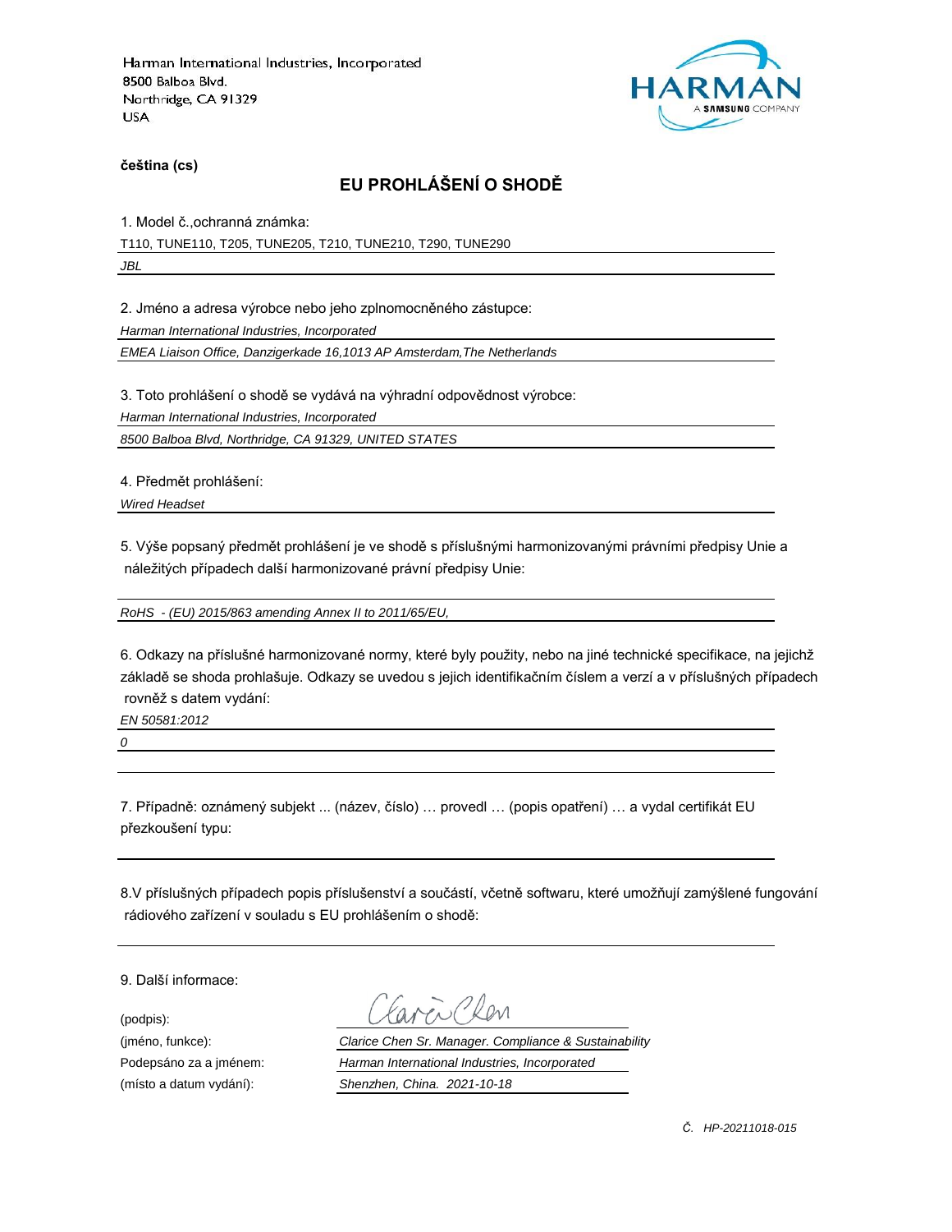Harman International Industries, Incorporated
8500 Balboa Blvd.
Northridge, CA 91329
USA

**čeština (cs)**

## EU PROHLÁŠENÍ O SHODĚ

1. Model č.,ochranná známka:

T110, TUNE110, T205, TUNE205, T210, TUNE210, T290, TUNE290

*JBL*

2. Jméno a adresa výrobce nebo jeho zplnomocněného zástupce:

*Harman International Industries, Incorporated*

*EMEA Liaison Office, Danzigerkade 16,1013 AP Amsterdam,The Netherlands*

3. Toto prohlášení o shodě se vydává na výhradní odpovědnost výrobce:

*Harman International Industries, Incorporated*

*8500 Balboa Blvd, Northridge, CA 91329, UNITED STATES*

4. Předmět prohlášení:

*Wired Headset*

5. Výše popsaný předmět prohlášení je ve shodě s příslušnými harmonizovanými právními předpisy Unie a náležitých případech další harmonizované právní předpisy Unie:

*RoHS - (EU) 2015/863 amending Annex II to 2011/65/EU,*

6. Odkazy na příslušné harmonizované normy, které byly použity, nebo na jiné technické specifikace, na jejichž základě se shoda prohlašuje. Odkazy se uvedou s jejich identifikačním číslem a verzí a v příslušných případech rovněž s datem vydání:

*EN 50581:2012*

*0*

7. Případně: oznámený subjekt ... (název, číslo) … provedl … (popis opatření) … a vydal certifikát EU přezkoušení typu:

8.V příslušných případech popis příslušenství a součástí, včetně softwaru, které umožňují zamýšlené fungování rádiového zařízení v souladu s EU prohlášením o shodě:

9. Další informace:

(podpis): Clarice Chen

(jméno, funkce): *Clarice Chen Sr. Manager. Compliance & Sustainability*

Podepsáno za a jménem: *Harman International Industries, Incorporated*

(místo a datum vydání): *Shenzhen, China. 2021-10-18*

*Č. HP-20211018-015*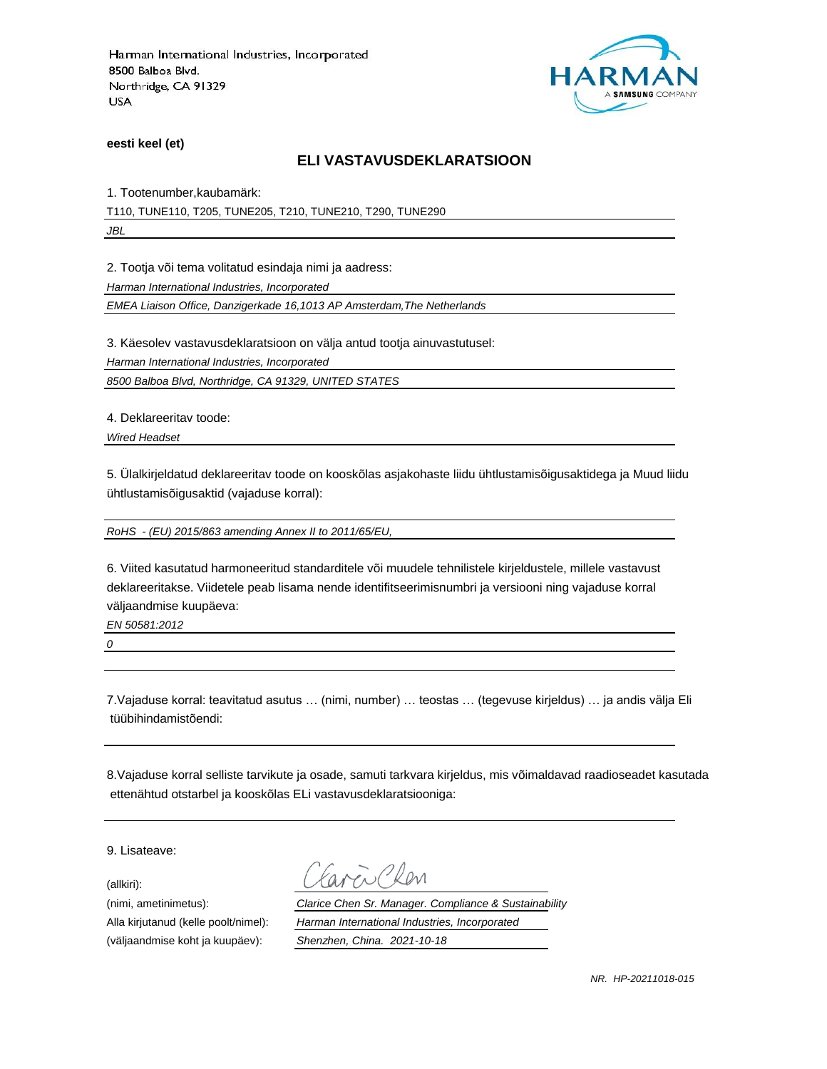Harman International Industries, Incorporated
8500 Balboa Blvd.
Northridge, CA 91329
USA

HARMAN
A SAMSUNG COMPANY

**eesti keel (et)**

## ELI VASTAVUSDEKLARATSIOON

1. Tootenumber,kaubamärk:

T110, TUNE110, T205, TUNE205, T210, TUNE210, T290, TUNE290

*JBL*

2. Tootja või tema volitatud esindaja nimi ja aadress:

*Harman International Industries, Incorporated*

*EMEA Liaison Office, Danzigerkade 16,1013 AP Amsterdam,The Netherlands*

3. Käesolev vastavusdeklaratsioon on välja antud tootja ainuvastutusel:

*Harman International Industries, Incorporated*

*8500 Balboa Blvd, Northridge, CA 91329, UNITED STATES*

4. Deklareeritav toode:

*Wired Headset*

5. Ülalkirjeldatud deklareeritav toode on kooskõlas asjakohaste liidu ühtlustamisõigusaktidega ja Muud liidu ühtlustamisõigusaktid (vajaduse korral):

*RoHS - (EU) 2015/863 amending Annex II to 2011/65/EU,*

6. Viited kasutatud harmoneeritud standarditele või muudele tehnilistele kirjeldustele, millele vastavust deklareeritakse. Viidetele peab lisama nende identifitseerimisnumbri ja versiooni ning vajaduse korral väljaandmise kuupäeva:

*EN 50581:2012*

*0*

7.Vajaduse korral: teavitatud asutus … (nimi, number) … teostas … (tegevuse kirjeldus) … ja andis välja Eli tüübihindamistõendi:

8.Vajaduse korral selliste tarvikute ja osade, samuti tarkvara kirjeldus, mis võimaldavad raadioseadet kasutada ettenähtud otstarbel ja kooskõlas ELi vastavusdeklaratsiooniga:

9. Lisateave:

(allkiri):

(nimi, ametinimetus): *Clarice Chen Sr. Manager. Compliance & Sustainability*

Alla kirjutanud (kelle poolt/nimel): *Harman International Industries, Incorporated*

(väljaandmise koht ja kuupäev): *Shenzhen, China. 2021-10-18*

*NR. HP-20211018-015*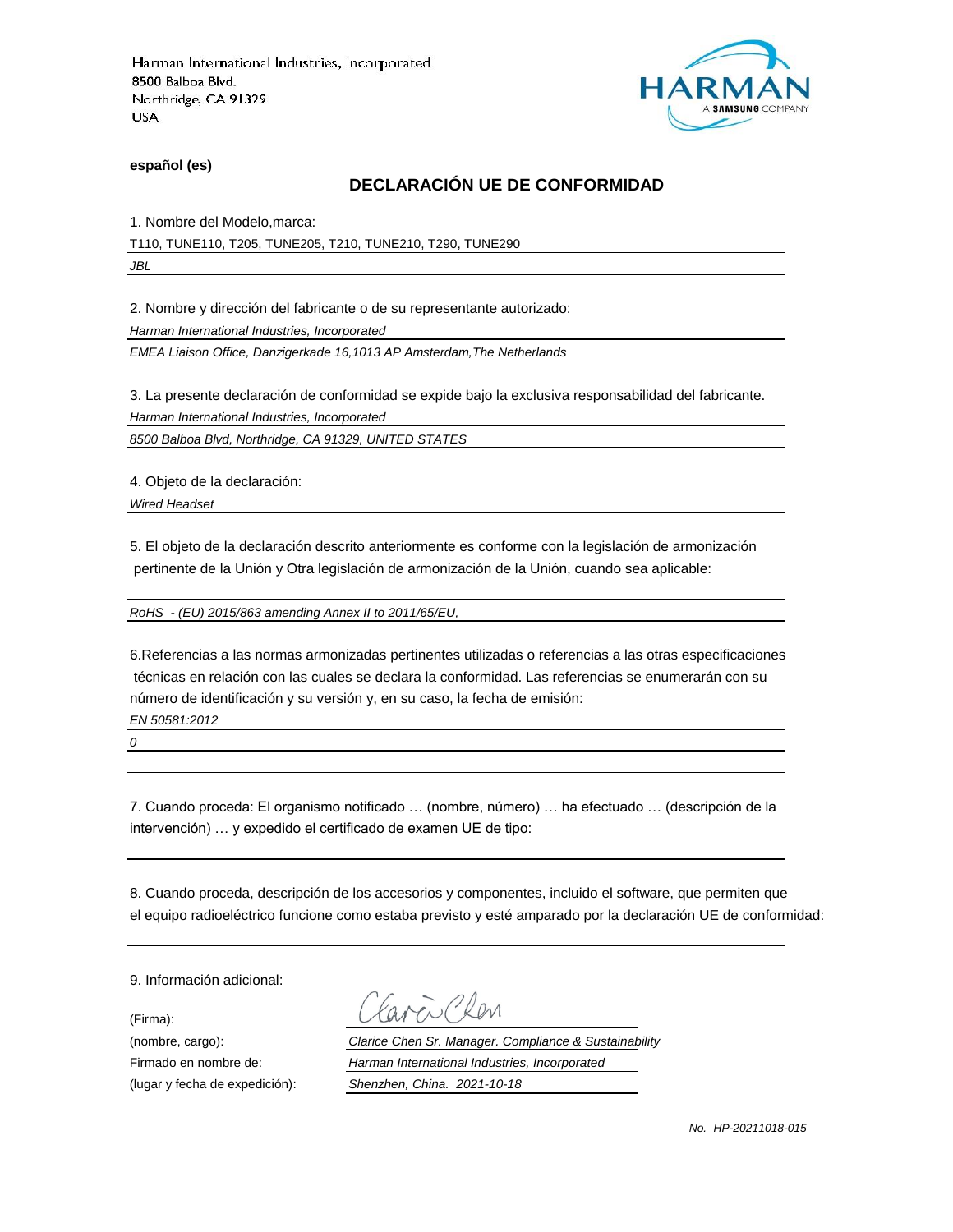Harman International Industries, Incorporated
8500 Balboa Blvd.
Northridge, CA 91329
USA

**español (es)**

## DECLARACIÓN UE DE CONFORMIDAD

1. Nombre del Modelo,marca:

T110, TUNE110, T205, TUNE205, T210, TUNE210, T290, TUNE290

*JBL*

2. Nombre y dirección del fabricante o de su representante autorizado:

*Harman International Industries, Incorporated*

*EMEA Liaison Office, Danzigerkade 16,1013 AP Amsterdam,The Netherlands*

3. La presente declaración de conformidad se expide bajo la exclusiva responsabilidad del fabricante.

*Harman International Industries, Incorporated*

*8500 Balboa Blvd, Northridge, CA 91329, UNITED STATES*

4. Objeto de la declaración:

*Wired Headset*

5. El objeto de la declaración descrito anteriormente es conforme con la legislación de armonización pertinente de la Unión y Otra legislación de armonización de la Unión, cuando sea aplicable:

*RoHS - (EU) 2015/863 amending Annex II to 2011/65/EU,*

6.Referencias a las normas armonizadas pertinentes utilizadas o referencias a las otras especificaciones técnicas en relación con las cuales se declara la conformidad. Las referencias se enumerarán con su número de identificación y su versión y, en su caso, la fecha de emisión:

*EN 50581:2012*

*0*

7. Cuando proceda: El organismo notificado … (nombre, número) … ha efectuado … (descripción de la intervención) … y expedido el certificado de examen UE de tipo:

8. Cuando proceda, descripción de los accesorios y componentes, incluido el software, que permiten que el equipo radioeléctrico funcione como estaba previsto y esté amparado por la declaración UE de conformidad:

9. Información adicional:

(Firma):

(nombre, cargo): *Clarice Chen Sr. Manager. Compliance & Sustainability*

Firmado en nombre de: *Harman International Industries, Incorporated*

(lugar y fecha de expedición): *Shenzhen, China. 2021-10-18*

*No. HP-20211018-015*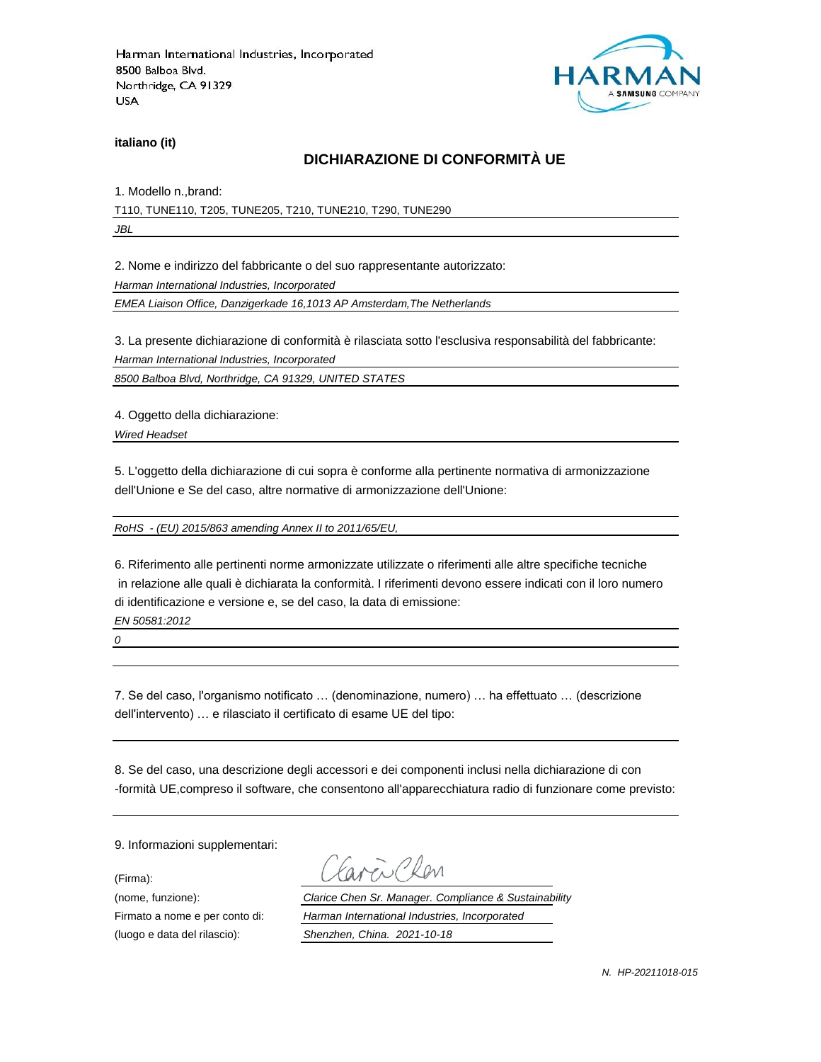Harman International Industries, Incorporated
8500 Balboa Blvd.
Northridge, CA 91329
USA

HARMAN
A SAMSUNG COMPANY

**italiano (it)**

## DICHIARAZIONE DI CONFORMITÀ UE

1. Modello n.,brand:

T110, TUNE110, T205, TUNE205, T210, TUNE210, T290, TUNE290

*JBL*

2. Nome e indirizzo del fabbricante o del suo rappresentante autorizzato:

*Harman International Industries, Incorporated*

*EMEA Liaison Office, Danzigerkade 16,1013 AP Amsterdam,The Netherlands*

3. La presente dichiarazione di conformità è rilasciata sotto l'esclusiva responsabilità del fabbricante:

*Harman International Industries, Incorporated*

*8500 Balboa Blvd, Northridge, CA 91329, UNITED STATES*

4. Oggetto della dichiarazione:

*Wired Headset*

5. L'oggetto della dichiarazione di cui sopra è conforme alla pertinente normativa di armonizzazione dell'Unione e Se del caso, altre normative di armonizzazione dell'Unione:

*RoHS - (EU) 2015/863 amending Annex II to 2011/65/EU,*

6. Riferimento alle pertinenti norme armonizzate utilizzate o riferimenti alle altre specifiche tecniche in relazione alle quali è dichiarata la conformità. I riferimenti devono essere indicati con il loro numero di identificazione e versione e, se del caso, la data di emissione:

*EN 50581:2012*

*0*

7. Se del caso, l'organismo notificato … (denominazione, numero) … ha effettuato … (descrizione dell'intervento) … e rilasciato il certificato di esame UE del tipo:

8. Se del caso, una descrizione degli accessori e dei componenti inclusi nella dichiarazione di con -formità UE,compreso il software, che consentono all'apparecchiatura radio di funzionare come previsto:

9. Informazioni supplementari:

(Firma):

(nome, funzione): *Clarice Chen Sr. Manager. Compliance & Sustainability*

Firmato a nome e per conto di: *Harman International Industries, Incorporated*

(luogo e data del rilascio): *Shenzhen, China. 2021-10-18*

*N. HP-20211018-015*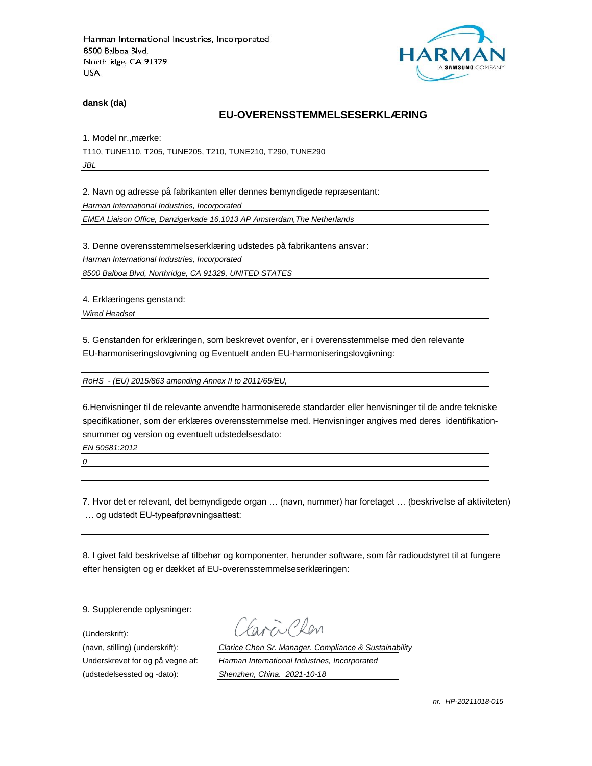Harman International Industries, Incorporated
8500 Balboa Blvd.
Northridge, CA 91329
USA

**dansk (da)**

## EU-OVERENSSTEMMELSESERKLÆRING

1. Model nr.,mærke:

T110, TUNE110, T205, TUNE205, T210, TUNE210, T290, TUNE290

*JBL*

2. Navn og adresse på fabrikanten eller dennes bemyndigede repræsentant:

*Harman International Industries, Incorporated*

*EMEA Liaison Office, Danzigerkade 16,1013 AP Amsterdam,The Netherlands*

3. Denne overensstemmelseserklæring udstedes på fabrikantens ansvar:

*Harman International Industries, Incorporated*

*8500 Balboa Blvd, Northridge, CA 91329, UNITED STATES*

4. Erklæringens genstand:

*Wired Headset*

5. Genstanden for erklæringen, som beskrevet ovenfor, er i overensstemmelse med den relevante EU-harmoniseringslovgivning og Eventuelt anden EU-harmoniseringslovgivning:

*RoHS - (EU) 2015/863 amending Annex II to 2011/65/EU,*

6.Henvisninger til de relevante anvendte harmoniserede standarder eller henvisninger til de andre tekniske specifikationer, som der erklæres overensstemmelse med. Henvisninger angives med deres identifikation­snummer og version og eventuelt udstedelsesdato:

*EN 50581:2012*

*0*

7. Hvor det er relevant, det bemyndigede organ … (navn, nummer) har foretaget … (beskrivelse af aktiviteten) … og udstedt EU-typeafprøvningsattest:

8. I givet fald beskrivelse af tilbehør og komponenter, herunder software, som får radioudstyret til at fungere efter hensigten og er dækket af EU-overensstemmelseserklæringen:

9. Supplerende oplysninger:

(Underskrift):

(navn, stilling) (underskrift): *Clarice Chen Sr. Manager. Compliance & Sustainability*

Underskrevet for og på vegne af: *Harman International Industries, Incorporated*

(udstedelsessted og -dato): *Shenzhen, China. 2021-10-18*

*nr. HP-20211018-015*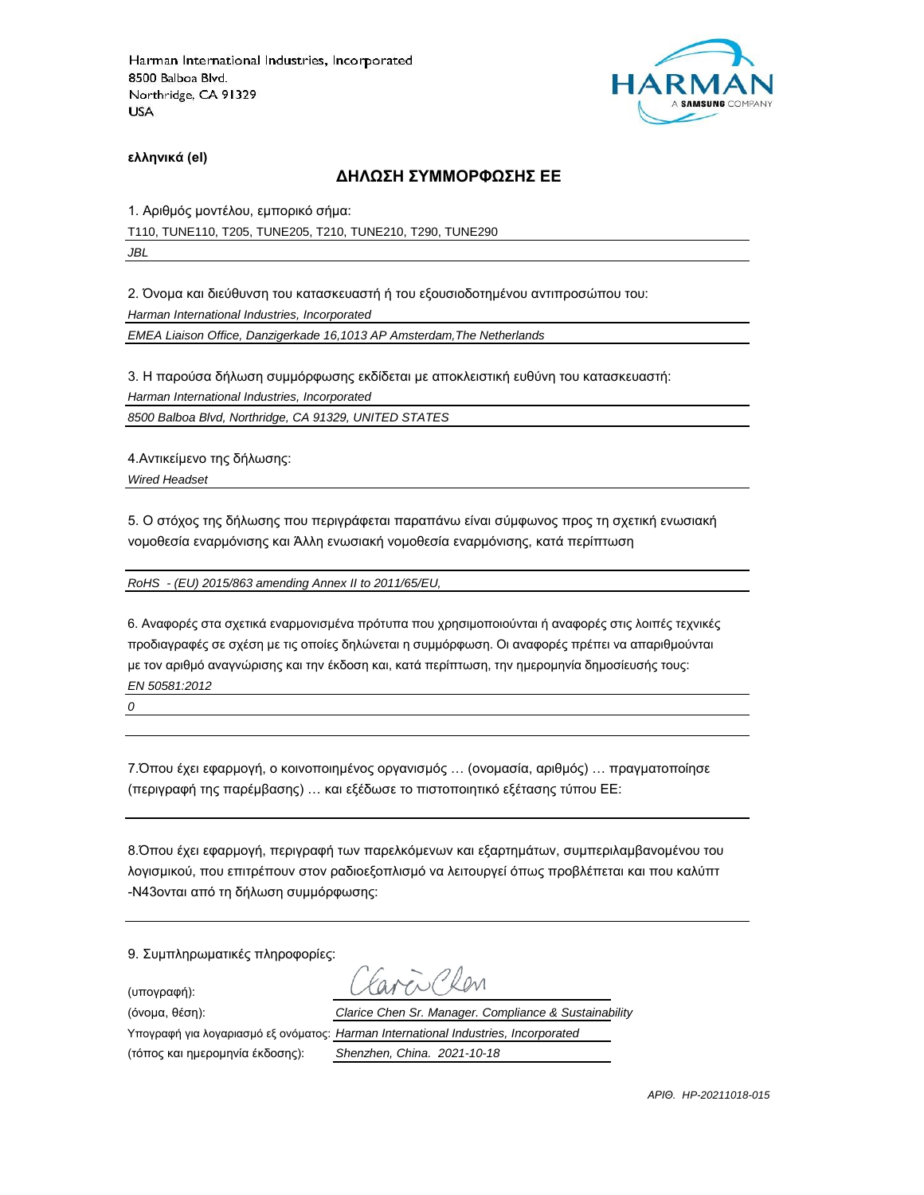Harman International Industries, Incorporated
8500 Balboa Blvd.
Northridge, CA 91329
USA

**ελληνικά (el)**

## ΔΗΛΩΣΗ ΣΥΜΜΟΡΦΩΣΗΣ ΕΕ

1. Αριθμός μοντέλου, εμπορικό σήμα:

T110, TUNE110, T205, TUNE205, T210, TUNE210, T290, TUNE290

*JBL*

2. Όνομα και διεύθυνση του κατασκευαστή ή του εξουσιοδοτημένου αντιπροσώπου του:

*Harman International Industries, Incorporated*

*EMEA Liaison Office, Danzigerkade 16,1013 AP Amsterdam,The Netherlands*

3. Η παρούσα δήλωση συμμόρφωσης εκδίδεται με αποκλειστική ευθύνη του κατασκευαστή:

*Harman International Industries, Incorporated*

*8500 Balboa Blvd, Northridge, CA 91329, UNITED STATES*

4.Αντικείμενο της δήλωσης:

*Wired Headset*

5. Ο στόχος της δήλωσης που περιγράφεται παραπάνω είναι σύμφωνος προς τη σχετική ενωσιακή νομοθεσία εναρμόνισης και Άλλη ενωσιακή νομοθεσία εναρμόνισης, κατά περίπτωση

*RoHS - (EU) 2015/863 amending Annex II to 2011/65/EU,*

6. Αναφορές στα σχετικά εναρμονισμένα πρότυπα που χρησιμοποιούνται ή αναφορές στις λοιπές τεχνικές προδιαγραφές σε σχέση με τις οποίες δηλώνεται η συμμόρφωση. Οι αναφορές πρέπει να απαριθμούνται με τον αριθμό αναγνώρισης και την έκδοση και, κατά περίπτωση, την ημερομηνία δημοσίευσής τους:

*EN 50581:2012*

*0*

7.Όπου έχει εφαρμογή, ο κοινοποιημένος οργανισμός … (ονομασία, αριθμός) … πραγματοποίησε (περιγραφή της παρέμβασης) … και εξέδωσε το πιστοποιητικό εξέτασης τύπου ΕΕ:

8.Όπου έχει εφαρμογή, περιγραφή των παρελκόμενων και εξαρτημάτων, συμπεριλαμβανομένου του λογισμικού, που επιτρέπουν στον ραδιοεξοπλισμό να λειτουργεί όπως προβλέπεται και που καλύπτ -N43ονται από τη δήλωση συμμόρφωσης:

9. Συμπληρωματικές πληροφορίες:

(υπογραφή): Clarice Chen

(όνομα, θέση): *Clarice Chen Sr. Manager. Compliance & Sustainability*

Υπογραφή για λογαριασμό εξ ονόματος: *Harman International Industries, Incorporated*

(τόπος και ημερομηνία έκδοσης): *Shenzhen, China. 2021-10-18*

*ΑΡΙΘ. HP-20211018-015*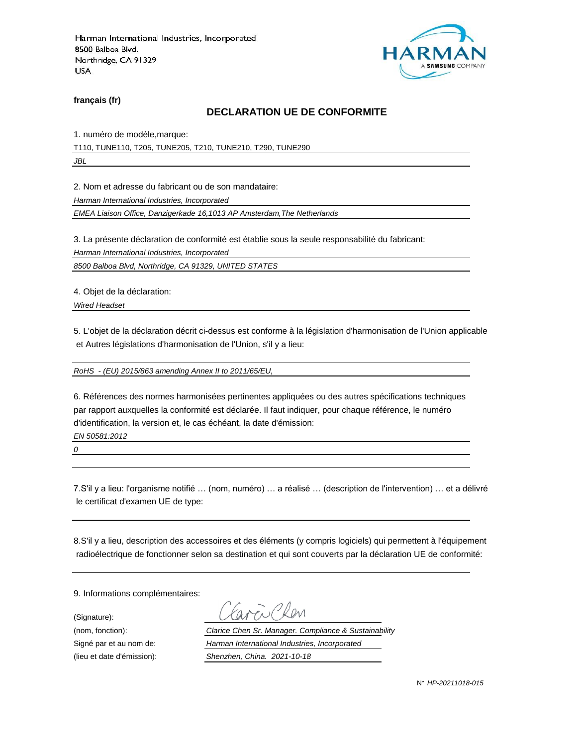Harman International Industries, Incorporated
8500 Balboa Blvd.
Northridge, CA 91329
USA

**français (fr)**

## DECLARATION UE DE CONFORMITE

1. numéro de modèle,marque:

T110, TUNE110, T205, TUNE205, T210, TUNE210, T290, TUNE290

*JBL*

2. Nom et adresse du fabricant ou de son mandataire:

*Harman International Industries, Incorporated*

*EMEA Liaison Office, Danzigerkade 16,1013 AP Amsterdam,The Netherlands*

3. La présente déclaration de conformité est établie sous la seule responsabilité du fabricant:

*Harman International Industries, Incorporated*

*8500 Balboa Blvd, Northridge, CA 91329, UNITED STATES*

4. Objet de la déclaration:

*Wired Headset*

5. L'objet de la déclaration décrit ci-dessus est conforme à la législation d'harmonisation de l'Union applicable et Autres législations d'harmonisation de l'Union, s'il y a lieu:

*RoHS - (EU) 2015/863 amending Annex II to 2011/65/EU,*

6. Références des normes harmonisées pertinentes appliquées ou des autres spécifications techniques par rapport auxquelles la conformité est déclarée. Il faut indiquer, pour chaque référence, le numéro d'identification, la version et, le cas échéant, la date d'émission:

*EN 50581:2012*

*0*

7.S'il y a lieu: l'organisme notifié … (nom, numéro) … a réalisé … (description de l'intervention) … et a délivré le certificat d'examen UE de type:

8.S'il y a lieu, description des accessoires et des éléments (y compris logiciels) qui permettent à l'équipement radioélectrique de fonctionner selon sa destination et qui sont couverts par la déclaration UE de conformité:

9. Informations complémentaires:

(Signature): Clarice Chen

(nom, fonction): *Clarice Chen Sr. Manager. Compliance & Sustainability*

Signé par et au nom de: *Harman International Industries, Incorporated*

(lieu et date d'émission): *Shenzhen, China. 2021-10-18*

N° *HP-20211018-015*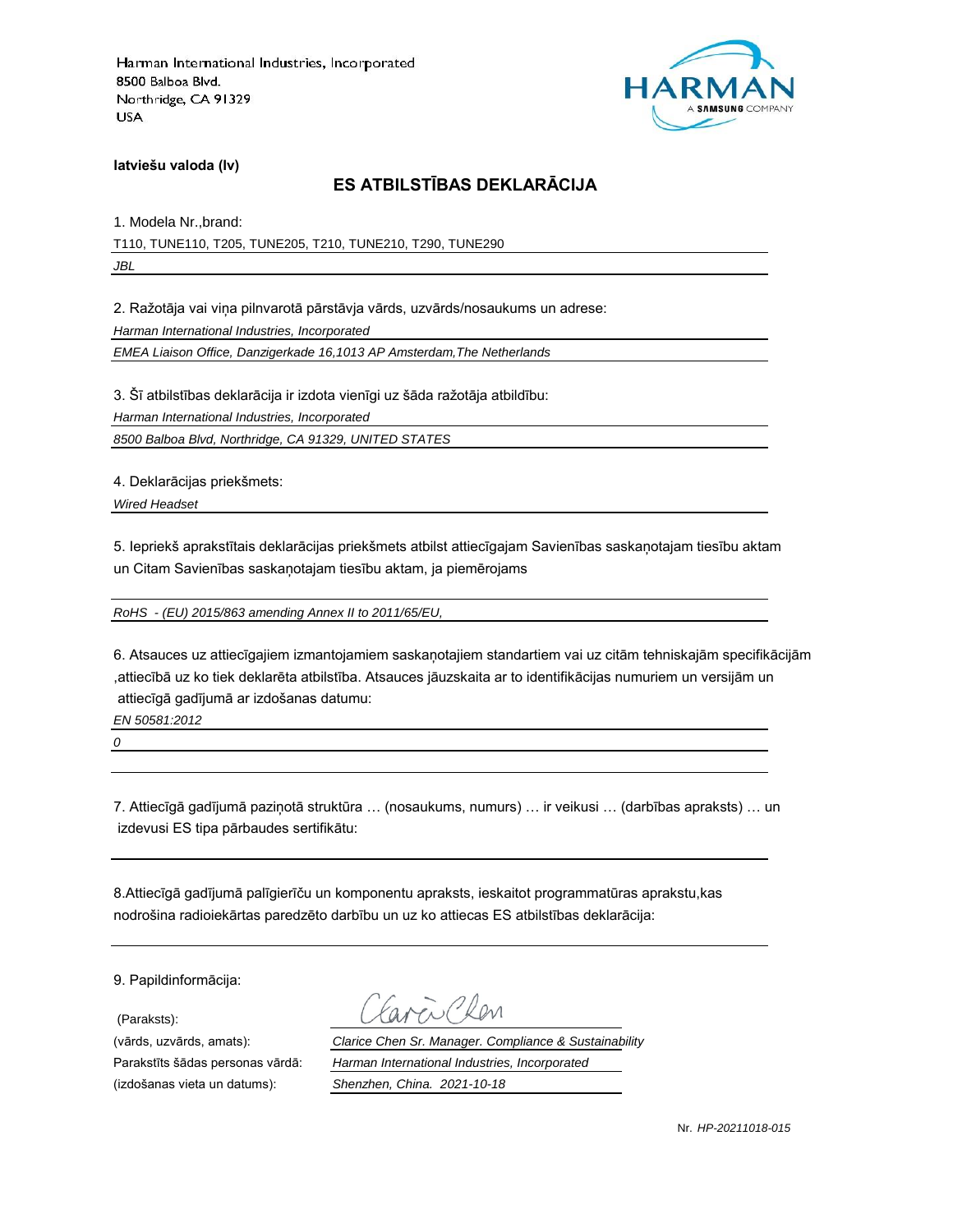Harman International Industries, Incorporated
8500 Balboa Blvd.
Northridge, CA 91329
USA

**latviešu valoda (lv)**

## ES ATBILSTĪBAS DEKLARĀCIJA

1. Modela Nr.,brand:

T110, TUNE110, T205, TUNE205, T210, TUNE210, T290, TUNE290

*JBL*

2. Ražotāja vai viņa pilnvarotā pārstāvja vārds, uzvārds/nosaukums un adrese:

*Harman International Industries, Incorporated*

*EMEA Liaison Office, Danzigerkade 16,1013 AP Amsterdam,The Netherlands*

3. Šī atbilstības deklarācija ir izdota vienīgi uz šāda ražotāja atbildību:

*Harman International Industries, Incorporated*

*8500 Balboa Blvd, Northridge, CA 91329, UNITED STATES*

4. Deklarācijas priekšmets:

*Wired Headset*

5. Iepriekš aprakstītais deklarācijas priekšmets atbilst attiecīgajam Savienības saskaņotajam tiesību aktam un Citam Savienības saskaņotajam tiesību aktam, ja piemērojams

*RoHS - (EU) 2015/863 amending Annex II to 2011/65/EU,*

6. Atsauces uz attiecīgajiem izmantojamiem saskaņotajiem standartiem vai uz citām tehniskajām specifikācijām ,attiecībā uz ko tiek deklarēta atbilstība. Atsauces jāuzskaita ar to identifikācijas numuriem un versijām un attiecīgā gadījumā ar izdošanas datumu:

*EN 50581:2012*

*0*

7. Attiecīgā gadījumā paziņotā struktūra … (nosaukums, numurs) … ir veikusi … (darbības apraksts) … un izdevusi ES tipa pārbaudes sertifikātu:

8.Attiecīgā gadījumā palīgierīču un komponentu apraksts, ieskaitot programmatūras aprakstu,kas nodrošina radioiekārtas paredzēto darbību un uz ko attiecas ES atbilstības deklarācija:

9. Papildinformācija:

(Paraksts): Clarice Chen

(vārds, uzvārds, amats): *Clarice Chen Sr. Manager. Compliance & Sustainability*

Parakstīts šādas personas vārdā: *Harman International Industries, Incorporated*

(izdošanas vieta un datums): *Shenzhen, China. 2021-10-18*

Nr. *HP-20211018-015*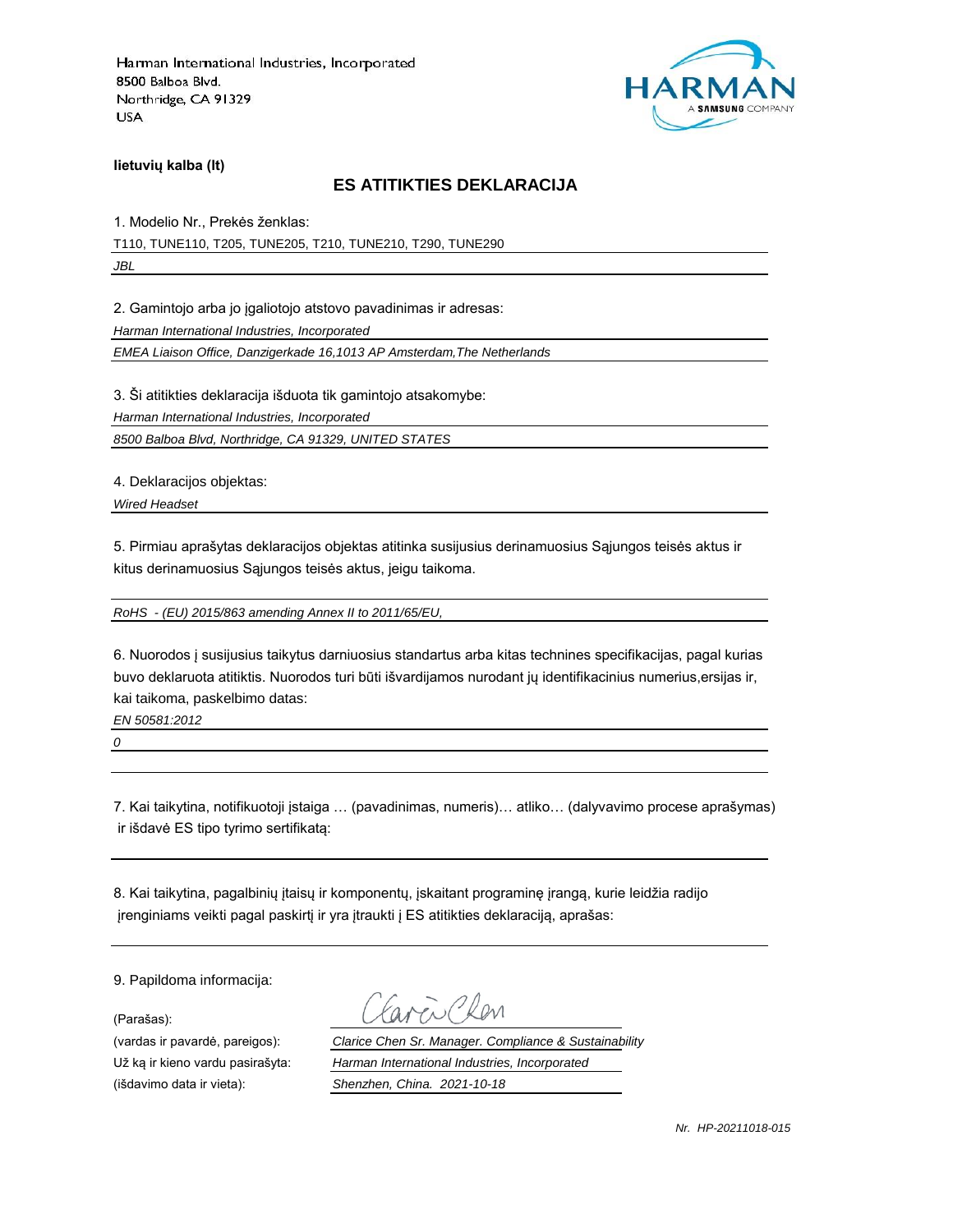Harman International Industries, Incorporated
8500 Balboa Blvd.
Northridge, CA 91329
USA

**lietuvių kalba (lt)**

## ES ATITIKTIES DEKLARACIJA

1. Modelio Nr., Prekės ženklas:

T110, TUNE110, T205, TUNE205, T210, TUNE210, T290, TUNE290

*JBL*

2. Gamintojo arba jo įgaliotojo atstovo pavadinimas ir adresas:

*Harman International Industries, Incorporated*

*EMEA Liaison Office, Danzigerkade 16,1013 AP Amsterdam,The Netherlands*

3. Ši atitikties deklaracija išduota tik gamintojo atsakomybe:

*Harman International Industries, Incorporated*

*8500 Balboa Blvd, Northridge, CA 91329, UNITED STATES*

4. Deklaracijos objektas:

*Wired Headset*

5. Pirmiau aprašytas deklaracijos objektas atitinka susijusius derinamuosius Sąjungos teisės aktus ir kitus derinamuosius Sąjungos teisės aktus, jeigu taikoma.

*RoHS - (EU) 2015/863 amending Annex II to 2011/65/EU,*

6. Nuorodos į susijusius taikytus darniuosius standartus arba kitas technines specifikacijas, pagal kurias buvo deklaruota atitiktis. Nuorodos turi būti išvardijamos nurodant jų identifikacinius numerius,ersijas ir, kai taikoma, paskelbimo datas:

*EN 50581:2012*

*0*

7. Kai taikytina, notifikuotoji įstaiga … (pavadinimas, numeris)… atliko… (dalyvavimo procese aprašymas) ir išdavė ES tipo tyrimo sertifikatą:

8. Kai taikytina, pagalbinių įtaisų ir komponentų, įskaitant programinę įrangą, kurie leidžia radijo įrenginiams veikti pagal paskirtį ir yra įtraukti į ES atitikties deklaraciją, aprašas:

9. Papildoma informacija:

(Parašas):

(vardas ir pavardė, pareigos): *Clarice Chen Sr. Manager. Compliance & Sustainability*

Už ką ir kieno vardu pasirašyta: *Harman International Industries, Incorporated*

(išdavimo data ir vieta): *Shenzhen, China. 2021-10-18*

*Nr. HP-20211018-015*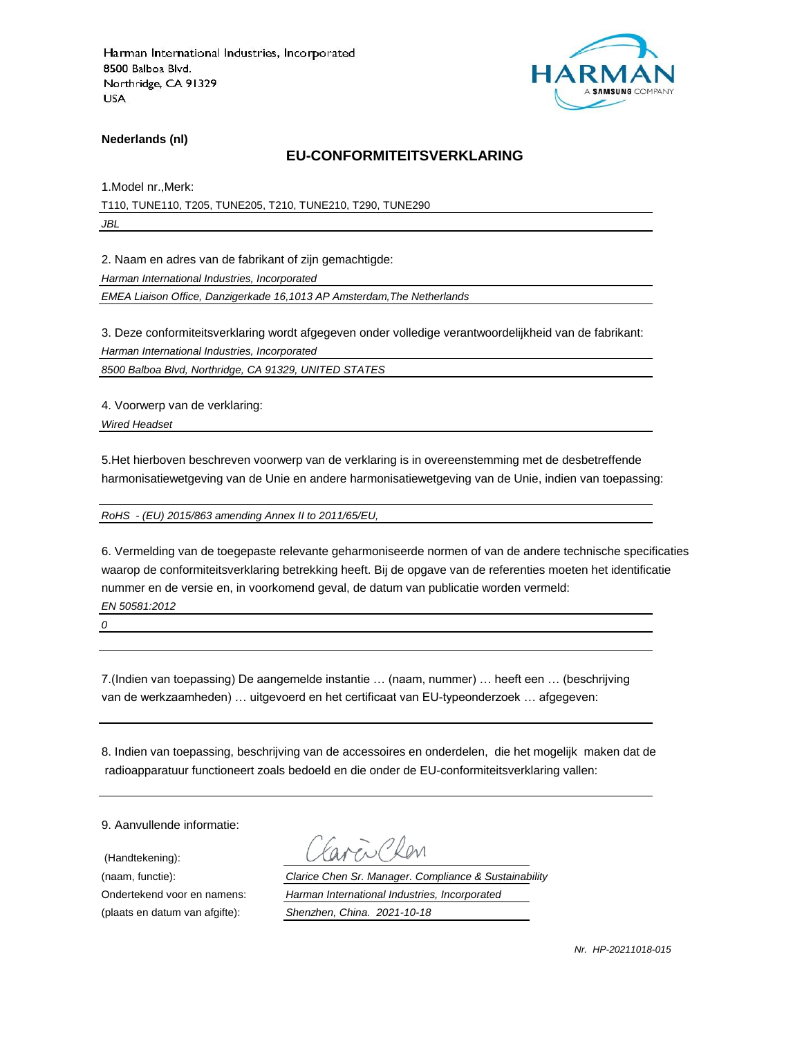Harman International Industries, Incorporated
8500 Balboa Blvd.
Northridge, CA 91329
USA

**Nederlands (nl)**

## EU-CONFORMITEITSVERKLARING

1.Model nr.,Merk:

T110, TUNE110, T205, TUNE205, T210, TUNE210, T290, TUNE290

*JBL*

2. Naam en adres van de fabrikant of zijn gemachtigde:

*Harman International Industries, Incorporated*

*EMEA Liaison Office, Danzigerkade 16,1013 AP Amsterdam,The Netherlands*

3. Deze conformiteitsverklaring wordt afgegeven onder volledige verantwoordelijkheid van de fabrikant:

*Harman International Industries, Incorporated*

*8500 Balboa Blvd, Northridge, CA 91329, UNITED STATES*

4. Voorwerp van de verklaring:

*Wired Headset*

5.Het hierboven beschreven voorwerp van de verklaring is in overeenstemming met de desbetreffende harmonisatiewetgeving van de Unie en andere harmonisatiewetgeving van de Unie, indien van toepassing:

*RoHS - (EU) 2015/863 amending Annex II to 2011/65/EU,*

6. Vermelding van de toegepaste relevante geharmoniseerde normen of van de andere technische specificaties waarop de conformiteitsverklaring betrekking heeft. Bij de opgave van de referenties moeten het identificatie nummer en de versie en, in voorkomend geval, de datum van publicatie worden vermeld:

*EN 50581:2012*

*0*

7.(Indien van toepassing) De aangemelde instantie … (naam, nummer) … heeft een … (beschrijving van de werkzaamheden) … uitgevoerd en het certificaat van EU-typeonderzoek … afgegeven:

8. Indien van toepassing, beschrijving van de accessoires en onderdelen, die het mogelijk maken dat de radioapparatuur functioneert zoals bedoeld en die onder de EU-conformiteitsverklaring vallen:

9. Aanvullende informatie:

(Handtekening): Clarice Chen

(naam, functie): *Clarice Chen Sr. Manager. Compliance & Sustainability*

Ondertekend voor en namens: *Harman International Industries, Incorporated*

(plaats en datum van afgifte): *Shenzhen, China. 2021-10-18*

*Nr. HP-20211018-015*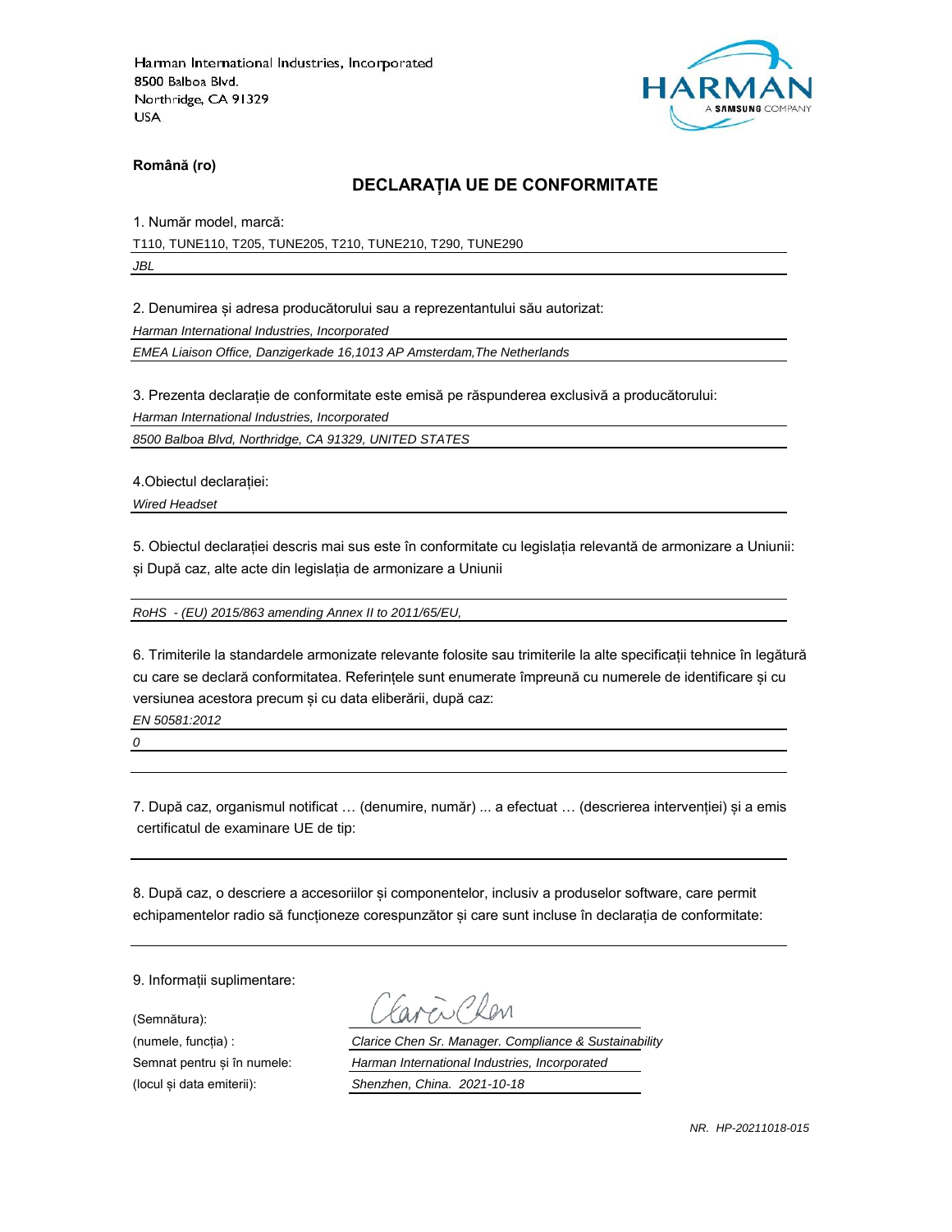Harman International Industries, Incorporated
8500 Balboa Blvd.
Northridge, CA 91329
USA

HARMAN
A SAMSUNG COMPANY

**Română (ro)**

## DECLARAȚIA UE DE CONFORMITATE

1. Număr model, marcă:

T110, TUNE110, T205, TUNE205, T210, TUNE210, T290, TUNE290

*JBL*

2. Denumirea și adresa producătorului sau a reprezentantului său autorizat:

*Harman International Industries, Incorporated*

*EMEA Liaison Office, Danzigerkade 16,1013 AP Amsterdam,The Netherlands*

3. Prezenta declarație de conformitate este emisă pe răspunderea exclusivă a producătorului:

*Harman International Industries, Incorporated*

*8500 Balboa Blvd, Northridge, CA 91329, UNITED STATES*

4.Obiectul declarației:

*Wired Headset*

5. Obiectul declarației descris mai sus este în conformitate cu legislația relevantă de armonizare a Uniunii: și După caz, alte acte din legislația de armonizare a Uniunii

*RoHS - (EU) 2015/863 amending Annex II to 2011/65/EU,*

6. Trimiterile la standardele armonizate relevante folosite sau trimiterile la alte specificații tehnice în legătură cu care se declară conformitatea. Referințele sunt enumerate împreună cu numerele de identificare și cu versiunea acestora precum și cu data eliberării, după caz:

*EN 50581:2012*

*0*

7. După caz, organismul notificat … (denumire, număr) ... a efectuat … (descrierea intervenției) și a emis certificatul de examinare UE de tip:

8. După caz, o descriere a accesoriilor și componentelor, inclusiv a produselor software, care permit echipamentelor radio să funcționeze corespunzător și care sunt incluse în declarația de conformitate:

9. Informații suplimentare:

(Semnătura):

(numele, funcția) : *Clarice Chen Sr. Manager. Compliance & Sustainability*

Semnat pentru și în numele: *Harman International Industries, Incorporated*

(locul și data emiterii): *Shenzhen, China. 2021-10-18*

*NR. HP-20211018-015*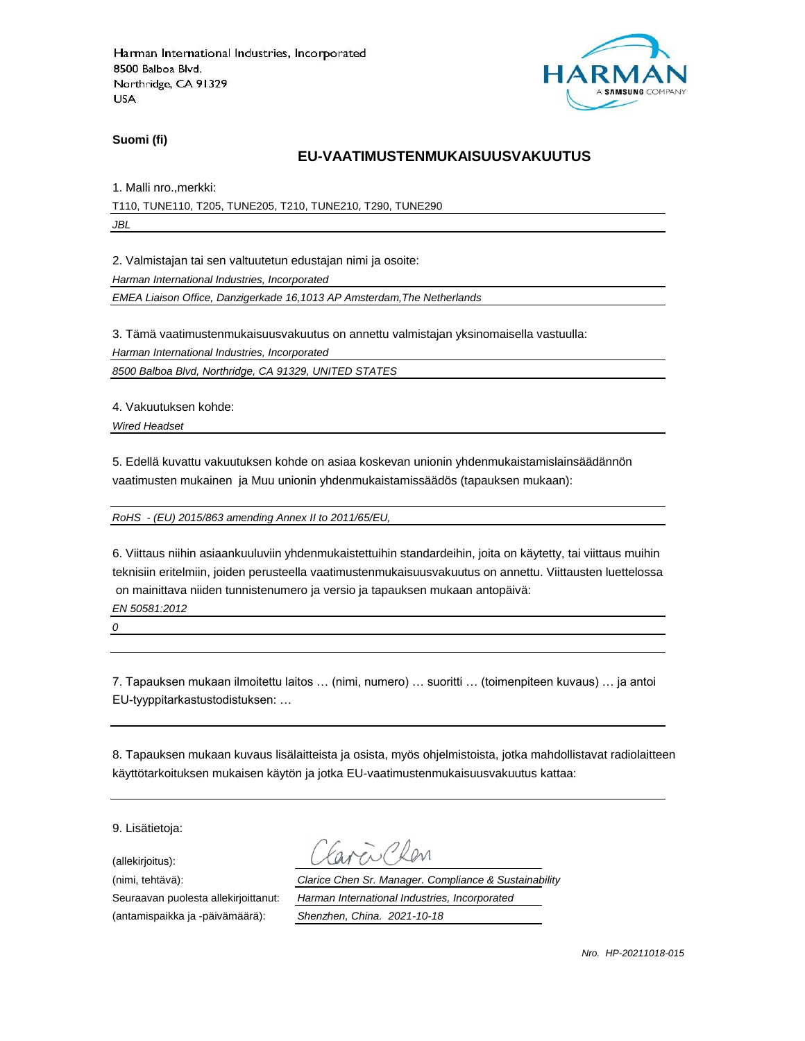Harman International Industries, Incorporated
8500 Balboa Blvd.
Northridge, CA 91329
USA

**Suomi (fi)**

## EU-VAATIMUSTENMUKAISUUSVAKUUTUS

1. Malli nro.,merkki:

T110, TUNE110, T205, TUNE205, T210, TUNE210, T290, TUNE290

*JBL*

2. Valmistajan tai sen valtuutetun edustajan nimi ja osoite:

*Harman International Industries, Incorporated*

*EMEA Liaison Office, Danzigerkade 16,1013 AP Amsterdam,The Netherlands*

3. Tämä vaatimustenmukaisuusvakuutus on annettu valmistajan yksinomaisella vastuulla:

*Harman International Industries, Incorporated*

*8500 Balboa Blvd, Northridge, CA 91329, UNITED STATES*

4. Vakuutuksen kohde:

*Wired Headset*

5. Edellä kuvattu vakuutuksen kohde on asiaa koskevan unionin yhdenmukaistamislainsäädännön vaatimusten mukainen ja Muu unionin yhdenmukaistamissäädös (tapauksen mukaan):

*RoHS - (EU) 2015/863 amending Annex II to 2011/65/EU,*

6. Viittaus niihin asiaankuuluviin yhdenmukaistettuihin standardeihin, joita on käytetty, tai viittaus muihin teknisiin eritelmiin, joiden perusteella vaatimustenmukaisuusvakuutus on annettu. Viittausten luettelossa on mainittava niiden tunnistenumero ja versio ja tapauksen mukaan antopäivä:

*EN 50581:2012*

*0*

7. Tapauksen mukaan ilmoitettu laitos … (nimi, numero) … suoritti … (toimenpiteen kuvaus) … ja antoi EU-tyyppitarkastustodistuksen: …

8. Tapauksen mukaan kuvaus lisälaitteista ja osista, myös ohjelmistoista, jotka mahdollistavat radiolaitteen käyttötarkoituksen mukaisen käytön ja jotka EU-vaatimustenmukaisuusvakuutus kattaa:

9. Lisätietoja:

(allekirjoitus): Clarice Chen

(nimi, tehtävä): *Clarice Chen Sr. Manager. Compliance & Sustainability*

Seuraavan puolesta allekirjoittanut: *Harman International Industries, Incorporated*

(antamispaikka ja -päivämäärä): *Shenzhen, China. 2021-10-18*

*Nro. HP-20211018-015*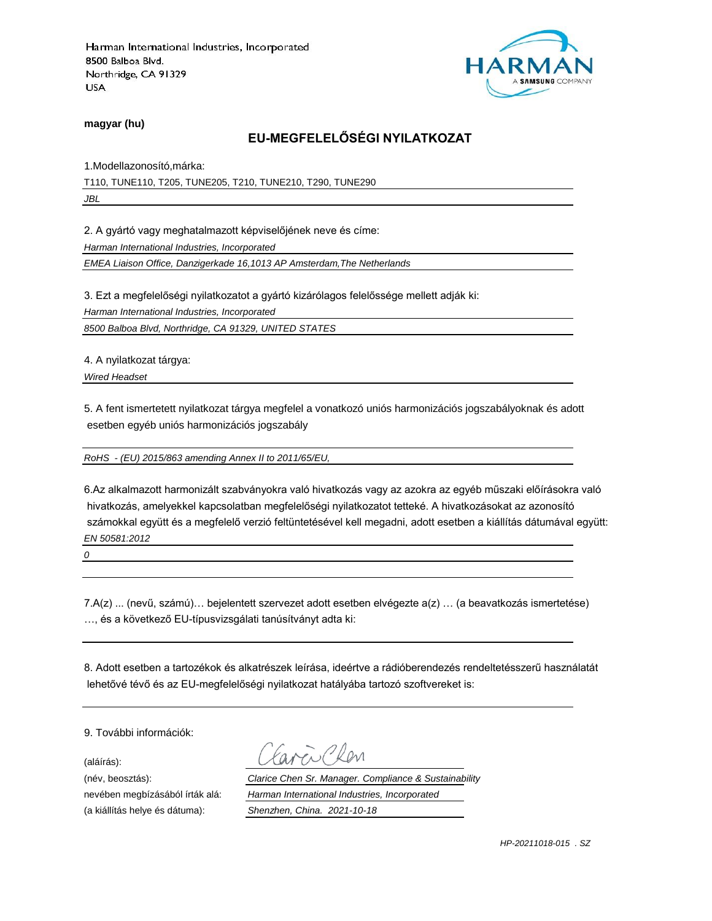Harman International Industries, Incorporated
8500 Balboa Blvd.
Northridge, CA 91329
USA

HARMAN
A SAMSUNG COMPANY

**magyar (hu)**

## EU-MEGFELELŐSÉGI NYILATKOZAT

1.Modellazonosító,márka:

T110, TUNE110, T205, TUNE205, T210, TUNE210, T290, TUNE290

*JBL*

2. A gyártó vagy meghatalmazott képviselőjének neve és címe:

*Harman International Industries, Incorporated*

*EMEA Liaison Office, Danzigerkade 16,1013 AP Amsterdam,The Netherlands*

3. Ezt a megfelelőségi nyilatkozatot a gyártó kizárólagos felelőssége mellett adják ki:

*Harman International Industries, Incorporated*

*8500 Balboa Blvd, Northridge, CA 91329, UNITED STATES*

4. A nyilatkozat tárgya:

*Wired Headset*

5. A fent ismertetett nyilatkozat tárgya megfelel a vonatkozó uniós harmonizációs jogszabályoknak és adott esetben egyéb uniós harmonizációs jogszabály

*RoHS - (EU) 2015/863 amending Annex II to 2011/65/EU,*

6.Az alkalmazott harmonizált szabványokra való hivatkozás vagy az azokra az egyéb műszaki előírásokra való hivatkozás, amelyekkel kapcsolatban megfelelőségi nyilatkozatot tetteké. A hivatkozásokat az azonosító számokkal együtt és a megfelelő verzió feltüntetésével kell megadni, adott esetben a kiállítás dátumával együtt:

*EN 50581:2012*

*0*

7.A(z) ... (nevű, számú)… bejelentett szervezet adott esetben elvégezte a(z) … (a beavatkozás ismertetése) …, és a következő EU-típusvizsgálati tanúsítványt adta ki:

8. Adott esetben a tartozékok és alkatrészek leírása, ideértve a rádióberendezés rendeltetésszerű használatát lehetővé tévő és az EU-megfelelőségi nyilatkozat hatályába tartozó szoftvereket is:

9. További információk:

(aláírás): Clarice Chen

(név, beosztás): *Clarice Chen Sr. Manager. Compliance & Sustainability*

nevében megbízásából írták alá: *Harman International Industries, Incorporated*

(a kiállítás helye és dátuma): *Shenzhen, China. 2021-10-18*

*HP-20211018-015 . SZ*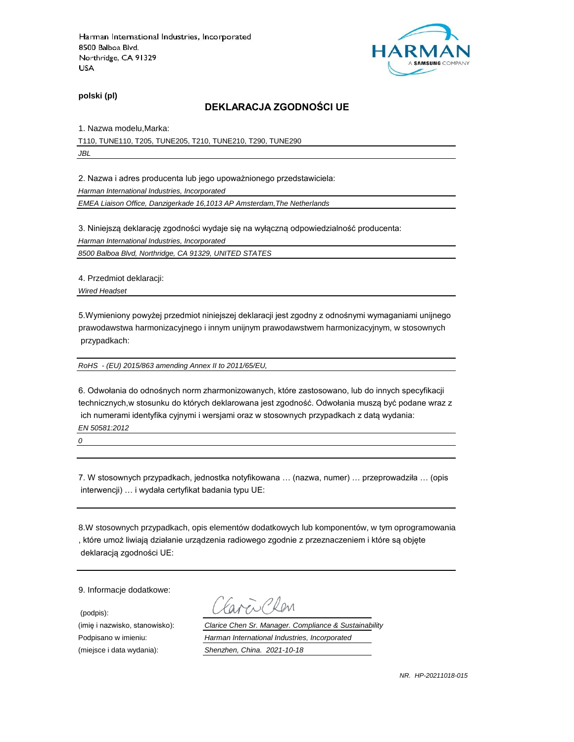Harman International Industries, Incorporated
8500 Balboa Blvd.
Northridge, CA 91329
USA

**polski (pl)**

## DEKLARACJA ZGODNOŚCI UE

1. Nazwa modelu,Marka:

T110, TUNE110, T205, TUNE205, T210, TUNE210, T290, TUNE290

*JBL*

2. Nazwa i adres producenta lub jego upoważnionego przedstawiciela:

*Harman International Industries, Incorporated*

*EMEA Liaison Office, Danzigerkade 16,1013 AP Amsterdam,The Netherlands*

3. Niniejszą deklarację zgodności wydaje się na wyłączną odpowiedzialność producenta:

*Harman International Industries, Incorporated*

*8500 Balboa Blvd, Northridge, CA 91329, UNITED STATES*

4. Przedmiot deklaracji:

*Wired Headset*

5.Wymieniony powyżej przedmiot niniejszej deklaracji jest zgodny z odnośnymi wymaganiami unijnego prawodawstwa harmonizacyjnego i innym unijnym prawodawstwem harmonizacyjnym, w stosownych przypadkach:

*RoHS - (EU) 2015/863 amending Annex II to 2011/65/EU,*

6. Odwołania do odnośnych norm zharmonizowanych, które zastosowano, lub do innych specyfikacji technicznych,w stosunku do których deklarowana jest zgodność. Odwołania muszą być podane wraz z ich numerami identyfika cyjnymi i wersjami oraz w stosownych przypadkach z datą wydania:

*EN 50581:2012*

*0*

7. W stosownych przypadkach, jednostka notyfikowana … (nazwa, numer) … przeprowadziła … (opis interwencji) … i wydała certyfikat badania typu UE:

8.W stosownych przypadkach, opis elementów dodatkowych lub komponentów, w tym oprogramowania , które umoż liwiają działanie urządzenia radiowego zgodnie z przeznaczeniem i które są objęte deklaracją zgodności UE:

9. Informacje dodatkowe:

(podpis):

(imię i nazwisko, stanowisko): *Clarice Chen Sr. Manager. Compliance & Sustainability*

Podpisano w imieniu: *Harman International Industries, Incorporated*

(miejsce i data wydania): *Shenzhen, China. 2021-10-18*

*NR. HP-20211018-015*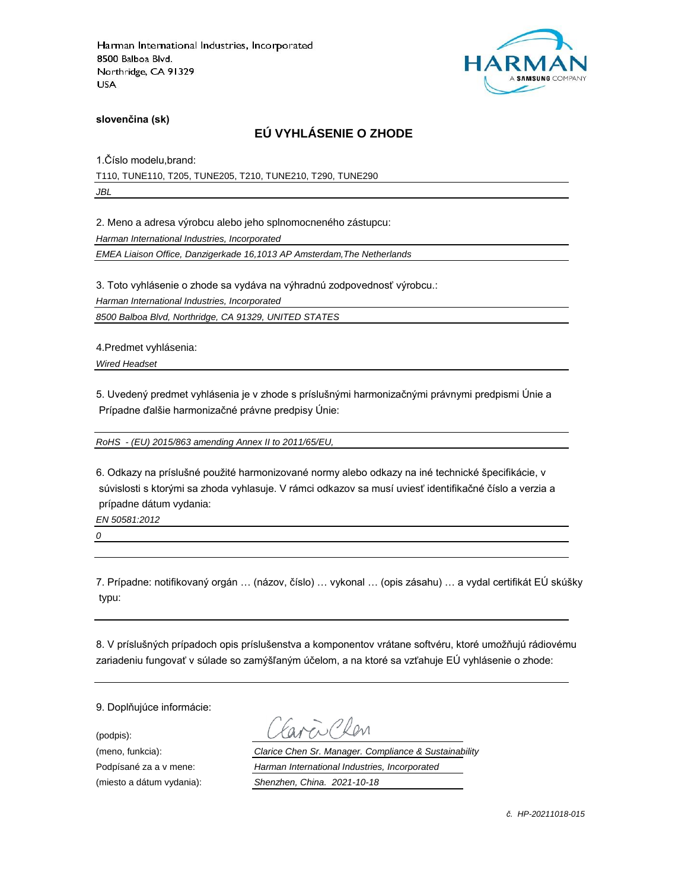Harman International Industries, Incorporated
8500 Balboa Blvd.
Northridge, CA 91329
USA

**slovenčina (sk)**

## EÚ VYHLÁSENIE O ZHODE

1.Číslo modelu,brand:

T110, TUNE110, T205, TUNE205, T210, TUNE210, T290, TUNE290

*JBL*

2. Meno a adresa výrobcu alebo jeho splnomocneného zástupcu:

*Harman International Industries, Incorporated*

*EMEA Liaison Office, Danzigerkade 16,1013 AP Amsterdam,The Netherlands*

3. Toto vyhlásenie o zhode sa vydáva na výhradnú zodpovednosť výrobcu.:

*Harman International Industries, Incorporated*

*8500 Balboa Blvd, Northridge, CA 91329, UNITED STATES*

4.Predmet vyhlásenia:

*Wired Headset*

5. Uvedený predmet vyhlásenia je v zhode s príslušnými harmonizačnými právnymi predpismi Únie a Prípadne ďalšie harmonizačné právne predpisy Únie:

*RoHS - (EU) 2015/863 amending Annex II to 2011/65/EU,*

6. Odkazy na príslušné použité harmonizované normy alebo odkazy na iné technické špecifikácie, v súvislosti s ktorými sa zhoda vyhlasuje. V rámci odkazov sa musí uviesť identifikačné číslo a verzia a prípadne dátum vydania:

*EN 50581:2012*

*0*

7. Prípadne: notifikovaný orgán … (názov, číslo) … vykonal … (opis zásahu) … a vydal certifikát EÚ skúšky typu:

8. V príslušných prípadoch opis príslušenstva a komponentov vrátane softvéru, ktoré umožňujú rádiovému zariadeniu fungovať v súlade so zamýšľaným účelom, a na ktoré sa vzťahuje EÚ vyhlásenie o zhode:

9. Doplňujúce informácie:

(podpis): Clarice Chen

(meno, funkcia): *Clarice Chen Sr. Manager. Compliance & Sustainability*

Podpísané za a v mene: *Harman International Industries, Incorporated*

(miesto a dátum vydania): *Shenzhen, China. 2021-10-18*

*č. HP-20211018-015*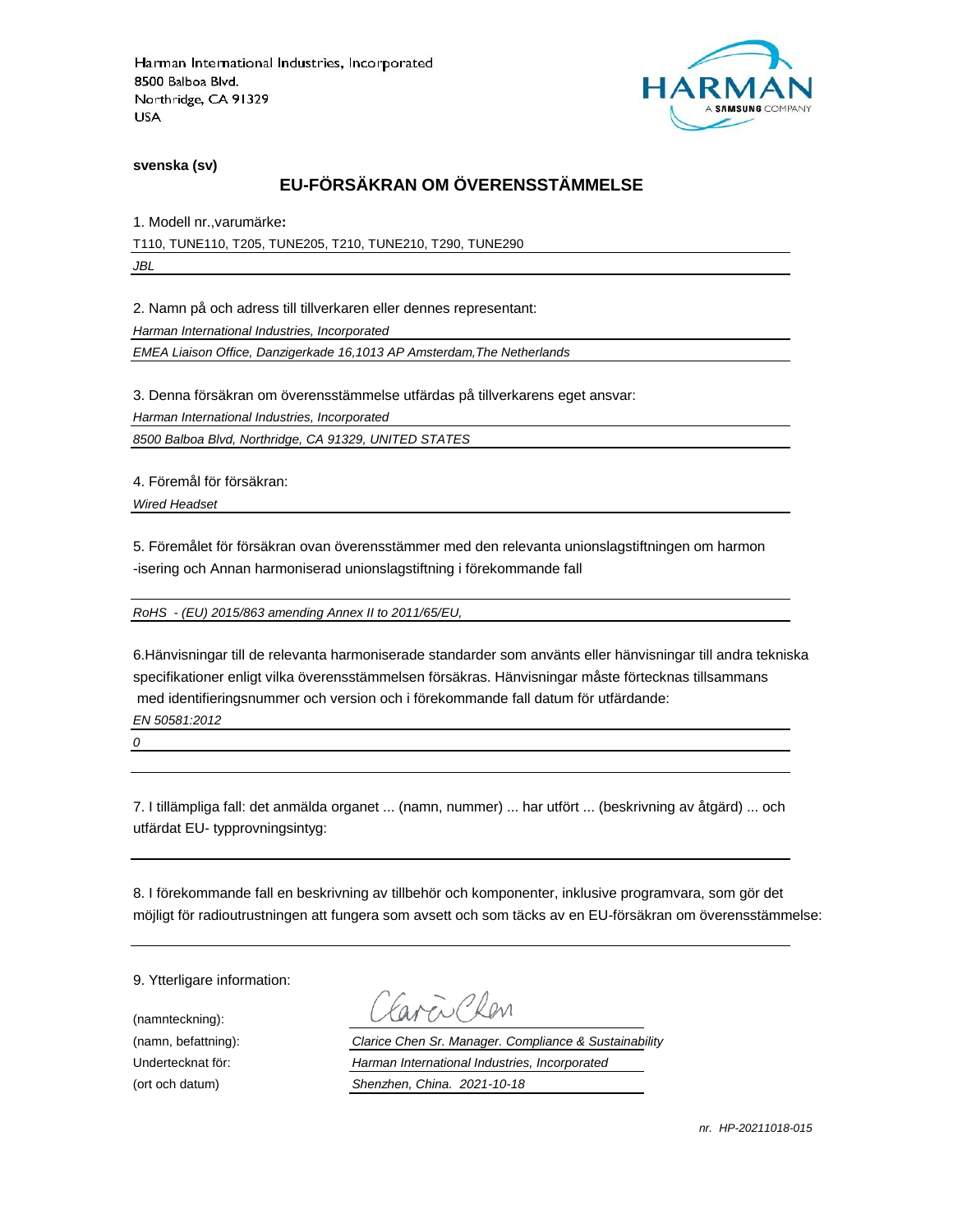Harman International Industries, Incorporated
8500 Balboa Blvd.
Northridge, CA 91329
USA

HARMAN
A SAMSUNG COMPANY

**svenska (sv)**

## EU-FÖRSÄKRAN OM ÖVERENSSTÄMMELSE

1. Modell nr.,varumärke**:**

T110, TUNE110, T205, TUNE205, T210, TUNE210, T290, TUNE290

*JBL*

2. Namn på och adress till tillverkaren eller dennes representant:

*Harman International Industries, Incorporated*

*EMEA Liaison Office, Danzigerkade 16,1013 AP Amsterdam,The Netherlands*

3. Denna försäkran om överensstämmelse utfärdas på tillverkarens eget ansvar:

*Harman International Industries, Incorporated*

*8500 Balboa Blvd, Northridge, CA 91329, UNITED STATES*

4. Föremål för försäkran:

*Wired Headset*

5. Föremålet för försäkran ovan överensstämmer med den relevanta unionslagstiftningen om harmon -isering och Annan harmoniserad unionslagstiftning i förekommande fall

*RoHS - (EU) 2015/863 amending Annex II to 2011/65/EU,*

6.Hänvisningar till de relevanta harmoniserade standarder som använts eller hänvisningar till andra tekniska specifikationer enligt vilka överensstämmelsen försäkras. Hänvisningar måste förtecknas tillsammans med identifieringsnummer och version och i förekommande fall datum för utfärdande:

*EN 50581:2012*

*0*

7. I tillämpliga fall: det anmälda organet ... (namn, nummer) ... har utfört ... (beskrivning av åtgärd) ... och utfärdat EU- typprovningsintyg:

8. I förekommande fall en beskrivning av tillbehör och komponenter, inklusive programvara, som gör det möjligt för radioutrustningen att fungera som avsett och som täcks av en EU-försäkran om överensstämmelse:

9. Ytterligare information:

(namnteckning): *Clarice Chen*

(namn, befattning): *Clarice Chen Sr. Manager. Compliance & Sustainability*

Undertecknat för: *Harman International Industries, Incorporated*

(ort och datum) *Shenzhen, China. 2021-10-18*

*nr. HP-20211018-015*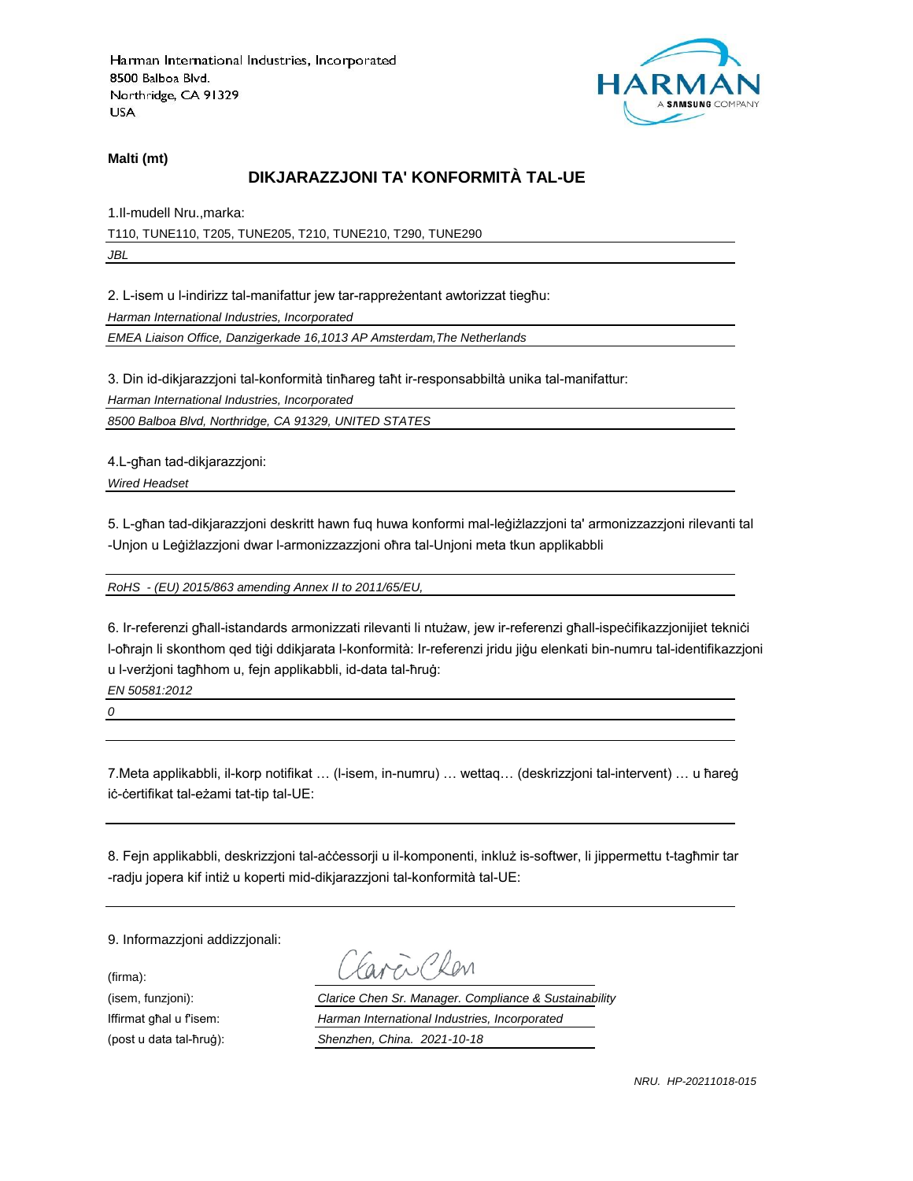Harman International Industries, Incorporated
8500 Balboa Blvd.
Northridge, CA 91329
USA

**Malti (mt)**

## DIKJARAZZJONI TA' KONFORMITÀ TAL-UE

1.Il-mudell Nru.,marka:

T110, TUNE110, T205, TUNE205, T210, TUNE210, T290, TUNE290

*JBL*

2. L-isem u l-indirizz tal-manifattur jew tar-rappreżentant awtorizzat tiegħu:

*Harman International Industries, Incorporated*

*EMEA Liaison Office, Danzigerkade 16,1013 AP Amsterdam,The Netherlands*

3. Din id-dikjarazzjoni tal-konformità tinħareg taħt ir-responsabbiltà unika tal-manifattur:

*Harman International Industries, Incorporated*

*8500 Balboa Blvd, Northridge, CA 91329, UNITED STATES*

4.L-għan tad-dikjarazzjoni:

*Wired Headset*

5. L-għan tad-dikjarazzjoni deskritt hawn fuq huwa konformi mal-leġiżlazzjoni ta' armonizzazzjoni rilevanti tal -Unjon u Leġiżlazzjoni dwar l-armonizzazzjoni oħra tal-Unjoni meta tkun applikabbli

*RoHS - (EU) 2015/863 amending Annex II to 2011/65/EU,*

6. Ir-referenzi għall-istandards armonizzati rilevanti li ntużaw, jew ir-referenzi għall-ispeċifikazzjonijiet tekniċi l-oħrajn li skonthom qed tiġi ddikjarata l-konformità: Ir-referenzi jridu jiġu elenkati bin-numru tal-identifikazzjoni u l-verżjoni tagħhom u, fejn applikabbli, id-data tal-ħruġ:

*EN 50581:2012*

*0*

7.Meta applikabbli, il-korp notifikat … (l-isem, in-numru) … wettaq… (deskrizzjoni tal-intervent) … u ħareġ iċ-ċertifikat tal-eżami tat-tip tal-UE:

8. Fejn applikabbli, deskrizzjoni tal-aċċessorji u il-komponenti, inkluż is-softwer, li jippermettu t-tagħmir tar -radju jopera kif intiż u koperti mid-dikjarazzjoni tal-konformità tal-UE:

9. Informazzjoni addizzjonali:

(firma):

(isem, funzjoni): *Clarice Chen Sr. Manager. Compliance & Sustainability*

Iffirmat għal u f'isem: *Harman International Industries, Incorporated*

(post u data tal-ħruġ): *Shenzhen, China. 2021-10-18*

*NRU. HP-20211018-015*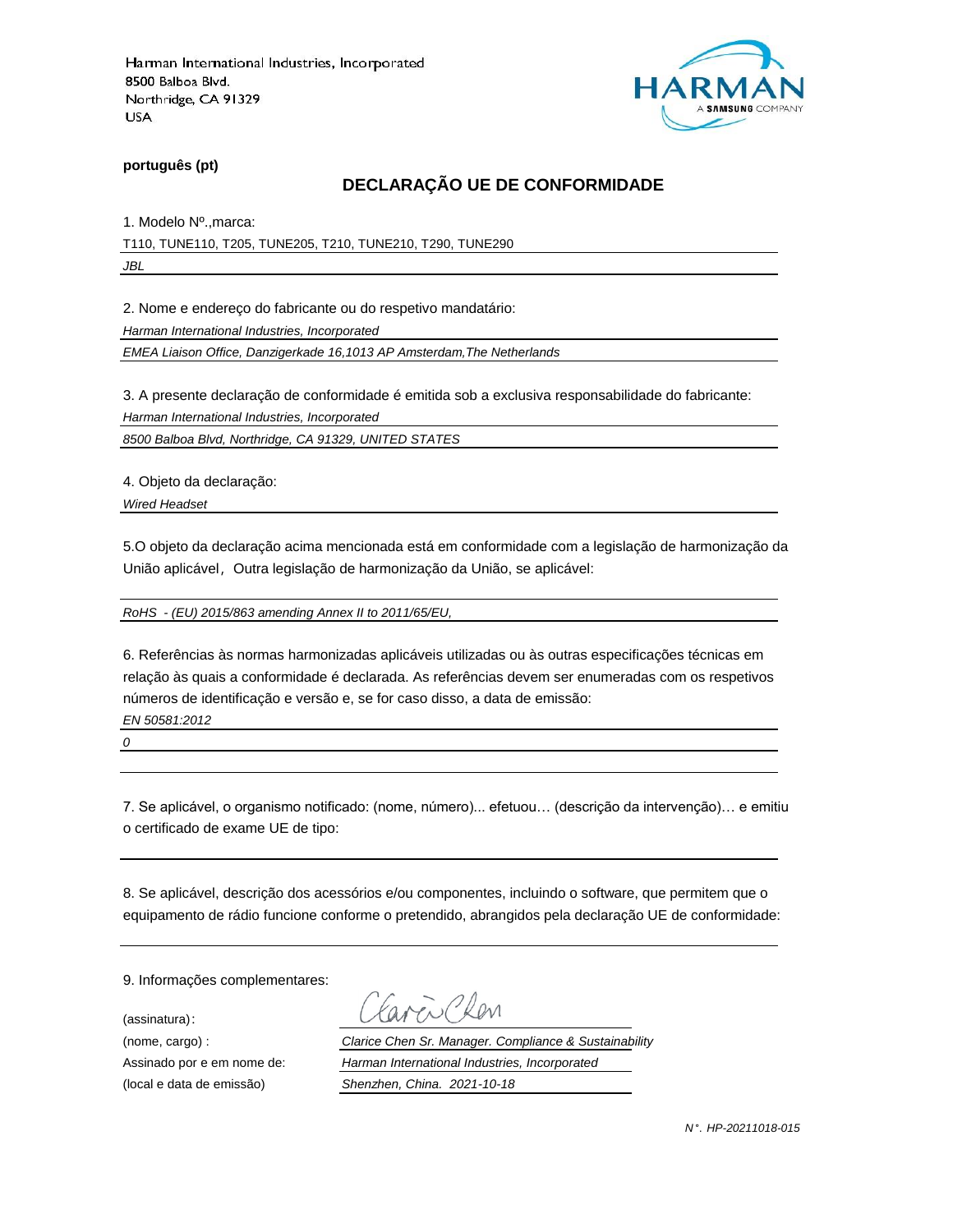Harman International Industries, Incorporated
8500 Balboa Blvd.
Northridge, CA 91329
USA

HARMAN
A SAMSUNG COMPANY

**português (pt)**

## DECLARAÇÃO UE DE CONFORMIDADE

1. Modelo Nº.,marca:

T110, TUNE110, T205, TUNE205, T210, TUNE210, T290, TUNE290

*JBL*

2. Nome e endereço do fabricante ou do respetivo mandatário:

*Harman International Industries, Incorporated*

*EMEA Liaison Office, Danzigerkade 16,1013 AP Amsterdam,The Netherlands*

3. A presente declaração de conformidade é emitida sob a exclusiva responsabilidade do fabricante:

*Harman International Industries, Incorporated*

*8500 Balboa Blvd, Northridge, CA 91329, UNITED STATES*

4. Objeto da declaração:

*Wired Headset*

5.O objeto da declaração acima mencionada está em conformidade com a legislação de harmonização da União aplicável，Outra legislação de harmonização da União, se aplicável:

*RoHS - (EU) 2015/863 amending Annex II to 2011/65/EU,*

6. Referências às normas harmonizadas aplicáveis utilizadas ou às outras especificações técnicas em relação às quais a conformidade é declarada. As referências devem ser enumeradas com os respetivos números de identificação e versão e, se for caso disso, a data de emissão:

*EN 50581:2012*

*0*

7. Se aplicável, o organismo notificado: (nome, número)... efetuou… (descrição da intervenção)… e emitiu o certificado de exame UE de tipo:

8. Se aplicável, descrição dos acessórios e/ou componentes, incluindo o software, que permitem que o equipamento de rádio funcione conforme o pretendido, abrangidos pela declaração UE de conformidade:

9. Informações complementares:

(assinatura): Clarice Chen

(nome, cargo) : *Clarice Chen Sr. Manager. Compliance & Sustainability*

Assinado por e em nome de: *Harman International Industries, Incorporated*

(local e data de emissão) *Shenzhen, China. 2021-10-18*

*N°. HP-20211018-015*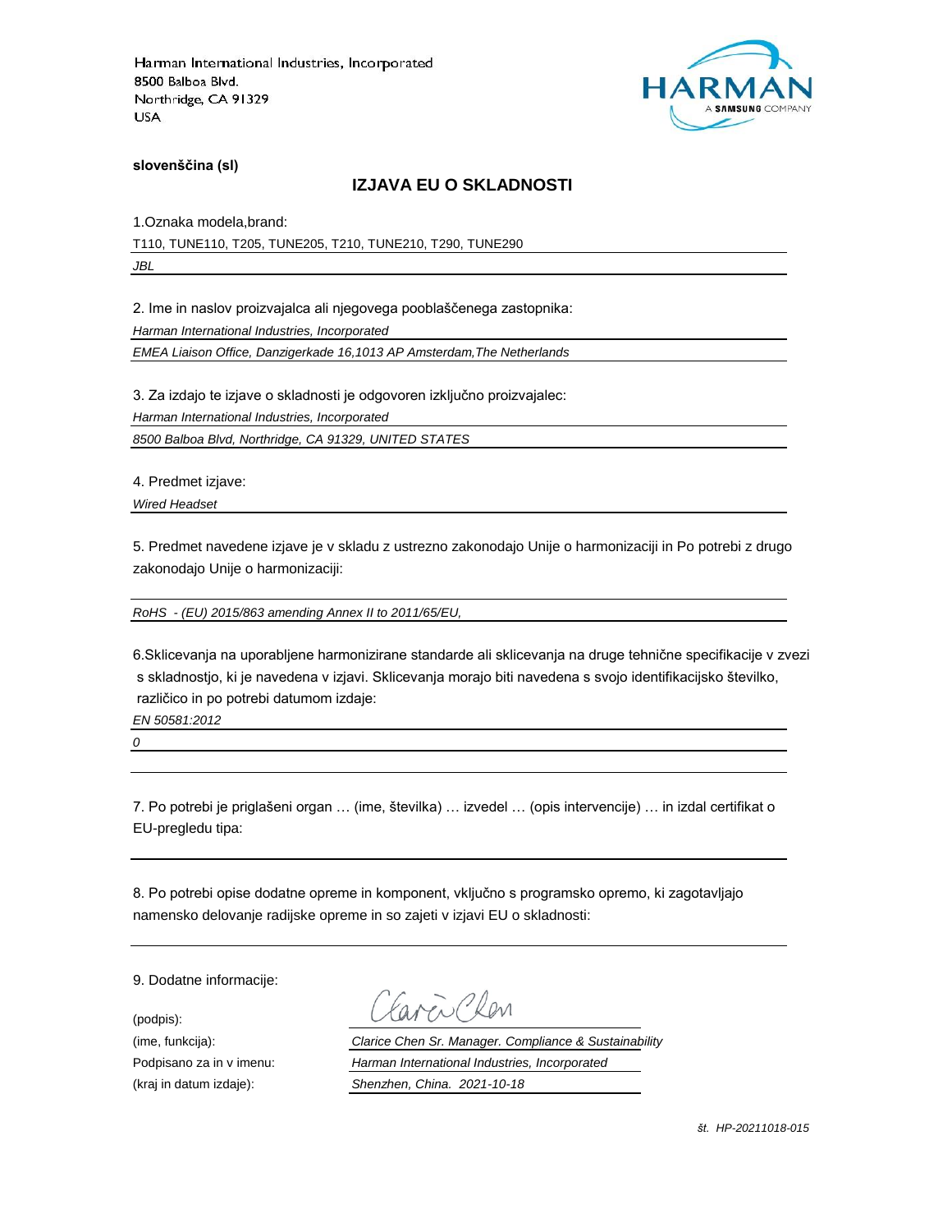Harman International Industries, Incorporated
8500 Balboa Blvd.
Northridge, CA 91329
USA

HARMAN
A SAMSUNG COMPANY

**slovenščina (sl)**

## IZJAVA EU O SKLADNOSTI

1.Oznaka modela,brand:

T110, TUNE110, T205, TUNE205, T210, TUNE210, T290, TUNE290

*JBL*

2. Ime in naslov proizvajalca ali njegovega pooblaščenega zastopnika:

*Harman International Industries, Incorporated*

*EMEA Liaison Office, Danzigerkade 16,1013 AP Amsterdam,The Netherlands*

3. Za izdajo te izjave o skladnosti je odgovoren izključno proizvajalec:

*Harman International Industries, Incorporated*

*8500 Balboa Blvd, Northridge, CA 91329, UNITED STATES*

4. Predmet izjave:

*Wired Headset*

5. Predmet navedene izjave je v skladu z ustrezno zakonodajo Unije o harmonizaciji in Po potrebi z drugo zakonodajo Unije o harmonizaciji:

*RoHS - (EU) 2015/863 amending Annex II to 2011/65/EU,*

6.Sklicevanja na uporabljene harmonizirane standarde ali sklicevanja na druge tehnične specifikacije v zvezi s skladnostjo, ki je navedena v izjavi. Sklicevanja morajo biti navedena s svojo identifikacijsko številko, različico in po potrebi datumom izdaje:

*EN 50581:2012*

*0*

7. Po potrebi je priglašeni organ … (ime, številka) … izvedel … (opis intervencije) … in izdal certifikat o EU-pregledu tipa:

8. Po potrebi opise dodatne opreme in komponent, vključno s programsko opremo, ki zagotavljajo namensko delovanje radijske opreme in so zajeti v izjavi EU o skladnosti:

9. Dodatne informacije:

(podpis): Clarice Chen

(ime, funkcija): *Clarice Chen Sr. Manager. Compliance & Sustainability*

Podpisano za in v imenu: *Harman International Industries, Incorporated*

(kraj in datum izdaje): *Shenzhen, China. 2021-10-18*

*št. HP-20211018-015*